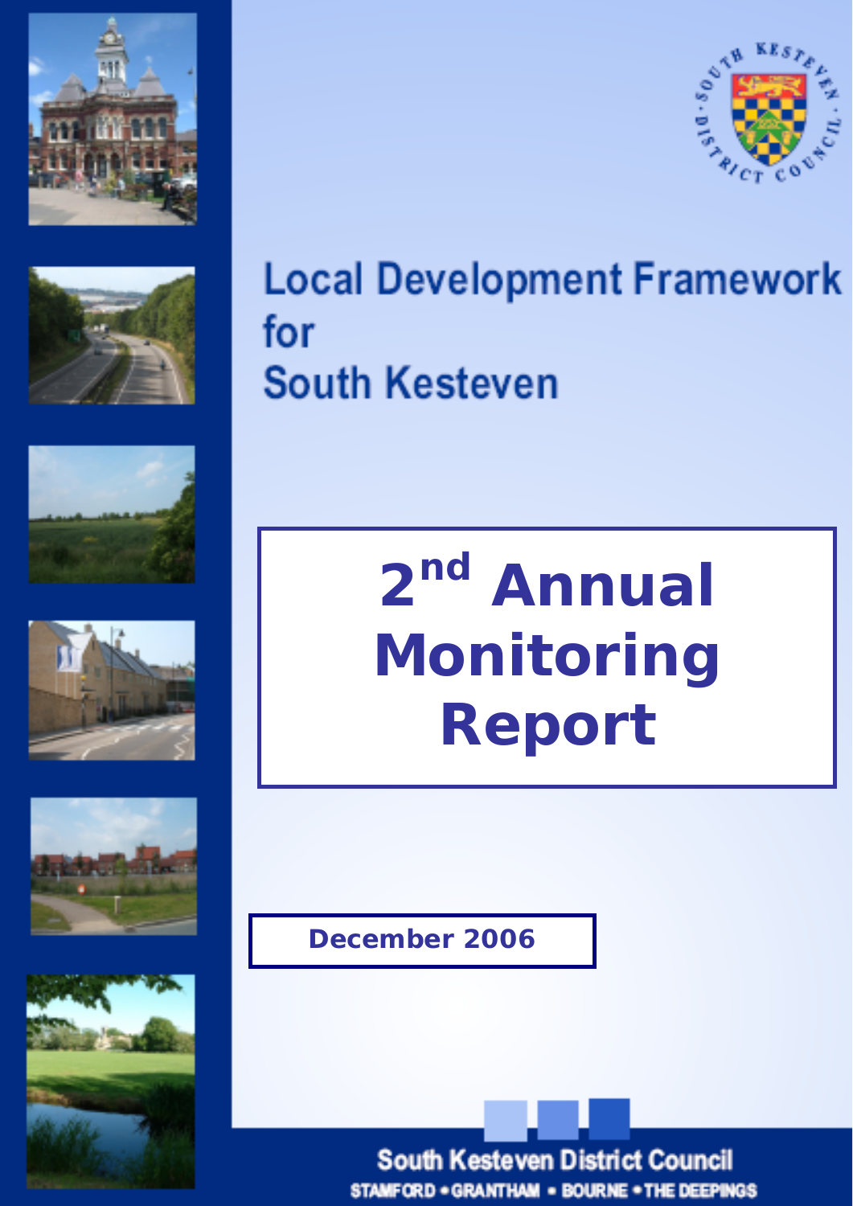South Kesteven District Council

# Local Development Framework for South Kesteven

# 2nd Annual Monitoring Report

December 2006

South Kesteven District Council

STAMFORD • GRANTHAM • BOURNE • THE DEEPINGS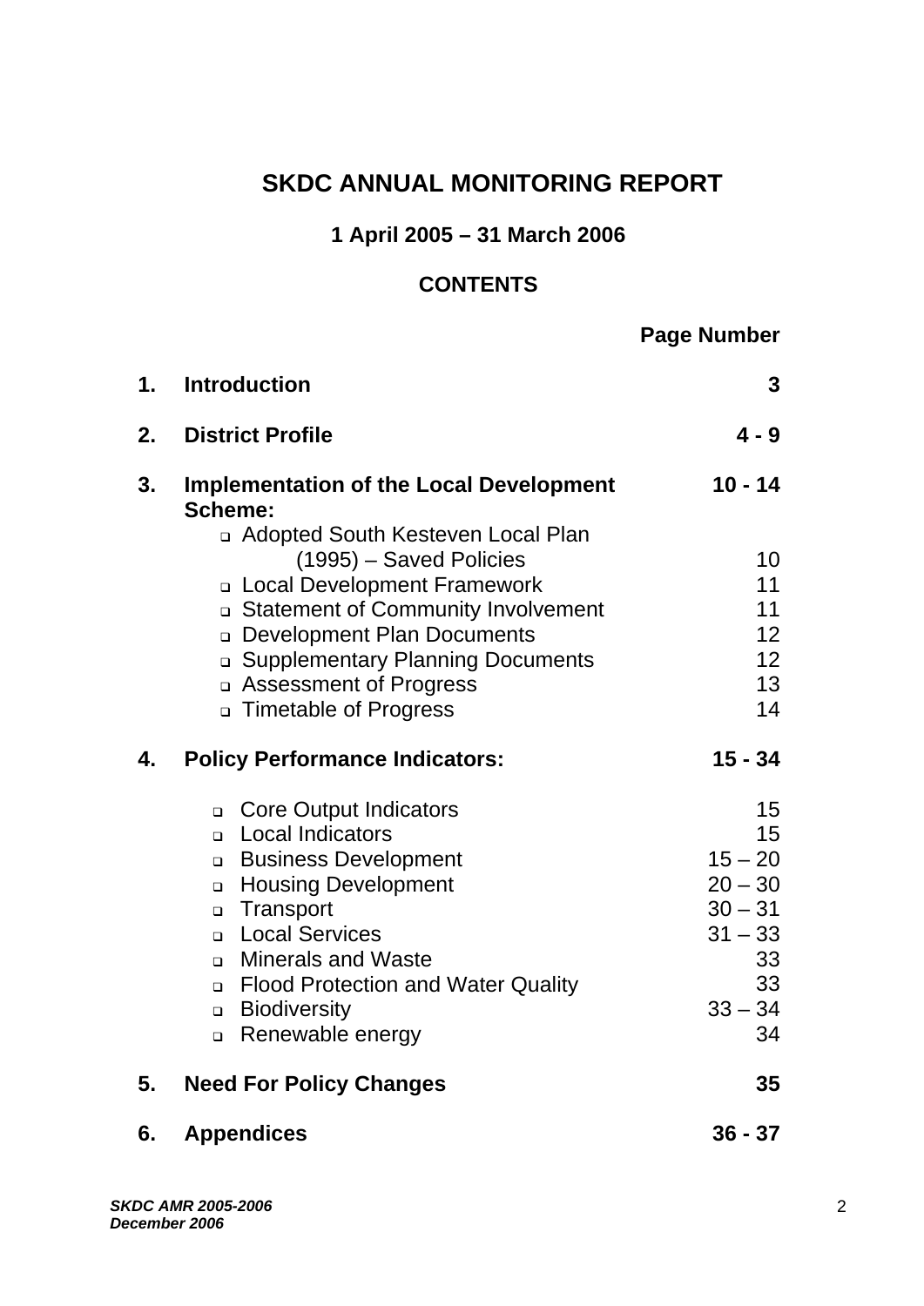# SKDC ANNUAL MONITORING REPORT

## 1 April 2005 – 31 March 2006

## CONTENTS

| | | Page Number |
|---|---|---|
| **1.** | **Introduction** | **3** |
| **2.** | **District Profile** | **4 - 9** |
| **3.** | **Implementation of the Local Development Scheme:** | **10 - 14** |
| | ▫ Adopted South Kesteven Local Plan (1995) – Saved Policies | 10 |
| | ▫ Local Development Framework | 11 |
| | ▫ Statement of Community Involvement | 11 |
| | ▫ Development Plan Documents | 12 |
| | ▫ Supplementary Planning Documents | 12 |
| | ▫ Assessment of Progress | 13 |
| | ▫ Timetable of Progress | 14 |
| **4.** | **Policy Performance Indicators:** | **15 - 34** |
| | ▫ Core Output Indicators | 15 |
| | ▫ Local Indicators | 15 |
| | ▫ Business Development | 15 – 20 |
| | ▫ Housing Development | 20 – 30 |
| | ▫ Transport | 30 – 31 |
| | ▫ Local Services | 31 – 33 |
| | ▫ Minerals and Waste | 33 |
| | ▫ Flood Protection and Water Quality | 33 |
| | ▫ Biodiversity | 33 – 34 |
| | ▫ Renewable energy | 34 |
| **5.** | **Need For Policy Changes** | **35** |
| **6.** | **Appendices** | **36 - 37** |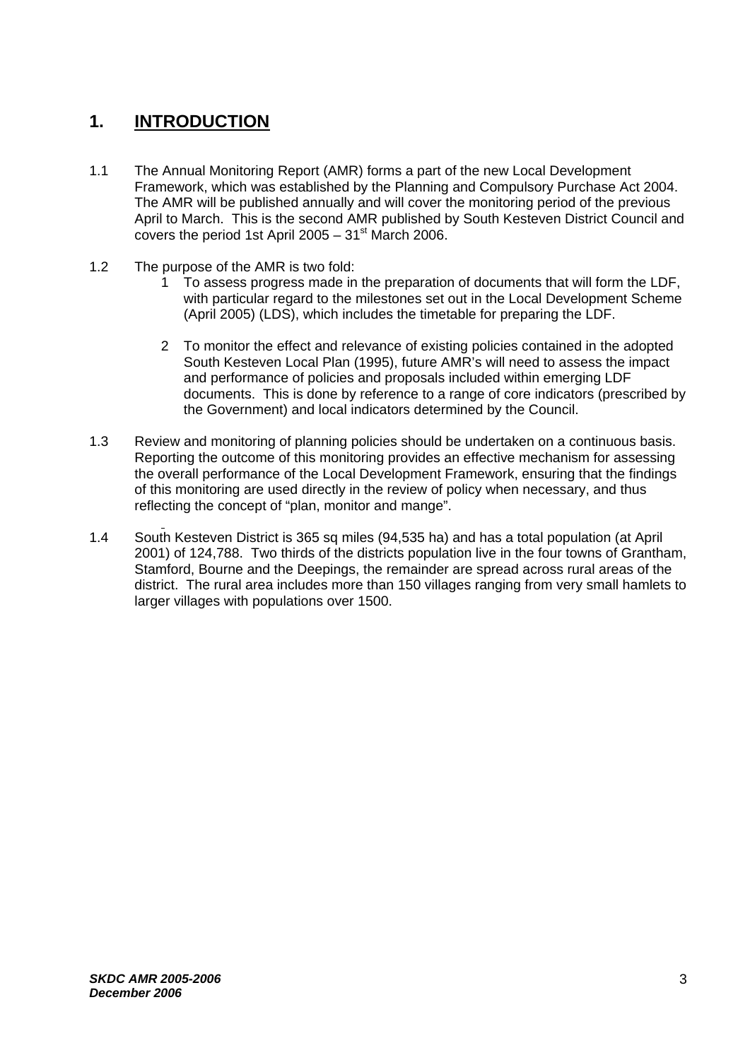# 1. INTRODUCTION

1.1 The Annual Monitoring Report (AMR) forms a part of the new Local Development Framework, which was established by the Planning and Compulsory Purchase Act 2004. The AMR will be published annually and will cover the monitoring period of the previous April to March. This is the second AMR published by South Kesteven District Council and covers the period 1st April 2005 – 31st March 2006.

1.2 The purpose of the AMR is two fold:

1. To assess progress made in the preparation of documents that will form the LDF, with particular regard to the milestones set out in the Local Development Scheme (April 2005) (LDS), which includes the timetable for preparing the LDF.

2. To monitor the effect and relevance of existing policies contained in the adopted South Kesteven Local Plan (1995), future AMR's will need to assess the impact and performance of policies and proposals included within emerging LDF documents. This is done by reference to a range of core indicators (prescribed by the Government) and local indicators determined by the Council.

1.3 Review and monitoring of planning policies should be undertaken on a continuous basis. Reporting the outcome of this monitoring provides an effective mechanism for assessing the overall performance of the Local Development Framework, ensuring that the findings of this monitoring are used directly in the review of policy when necessary, and thus reflecting the concept of "plan, monitor and mange".

1.4 South Kesteven District is 365 sq miles (94,535 ha) and has a total population (at April 2001) of 124,788. Two thirds of the districts population live in the four towns of Grantham, Stamford, Bourne and the Deepings, the remainder are spread across rural areas of the district. The rural area includes more than 150 villages ranging from very small hamlets to larger villages with populations over 1500.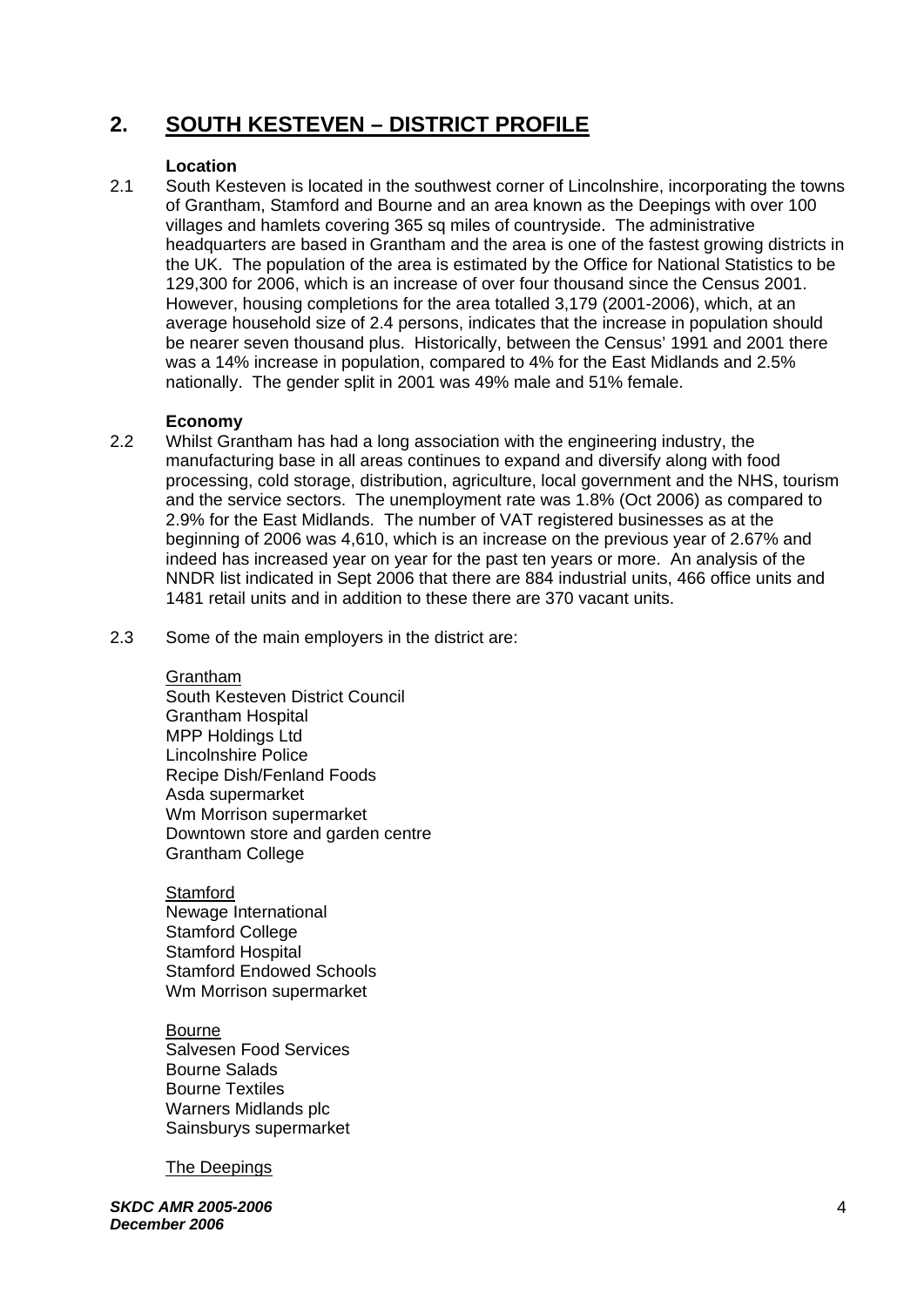## 2. SOUTH KESTEVEN – DISTRICT PROFILE

**Location**

2.1 South Kesteven is located in the southwest corner of Lincolnshire, incorporating the towns of Grantham, Stamford and Bourne and an area known as the Deepings with over 100 villages and hamlets covering 365 sq miles of countryside. The administrative headquarters are based in Grantham and the area is one of the fastest growing districts in the UK. The population of the area is estimated by the Office for National Statistics to be 129,300 for 2006, which is an increase of over four thousand since the Census 2001. However, housing completions for the area totalled 3,179 (2001-2006), which, at an average household size of 2.4 persons, indicates that the increase in population should be nearer seven thousand plus. Historically, between the Census' 1991 and 2001 there was a 14% increase in population, compared to 4% for the East Midlands and 2.5% nationally. The gender split in 2001 was 49% male and 51% female.

**Economy**

2.2 Whilst Grantham has had a long association with the engineering industry, the manufacturing base in all areas continues to expand and diversify along with food processing, cold storage, distribution, agriculture, local government and the NHS, tourism and the service sectors. The unemployment rate was 1.8% (Oct 2006) as compared to 2.9% for the East Midlands. The number of VAT registered businesses as at the beginning of 2006 was 4,610, which is an increase on the previous year of 2.67% and indeed has increased year on year for the past ten years or more. An analysis of the NNDR list indicated in Sept 2006 that there are 884 industrial units, 466 office units and 1481 retail units and in addition to these there are 370 vacant units.

2.3 Some of the main employers in the district are:

<u>Grantham</u>
South Kesteven District Council
Grantham Hospital
MPP Holdings Ltd
Lincolnshire Police
Recipe Dish/Fenland Foods
Asda supermarket
Wm Morrison supermarket
Downtown store and garden centre
Grantham College

<u>Stamford</u>
Newage International
Stamford College
Stamford Hospital
Stamford Endowed Schools
Wm Morrison supermarket

<u>Bourne</u>
Salvesen Food Services
Bourne Salads
Bourne Textiles
Warners Midlands plc
Sainsburys supermarket

<u>The Deepings</u>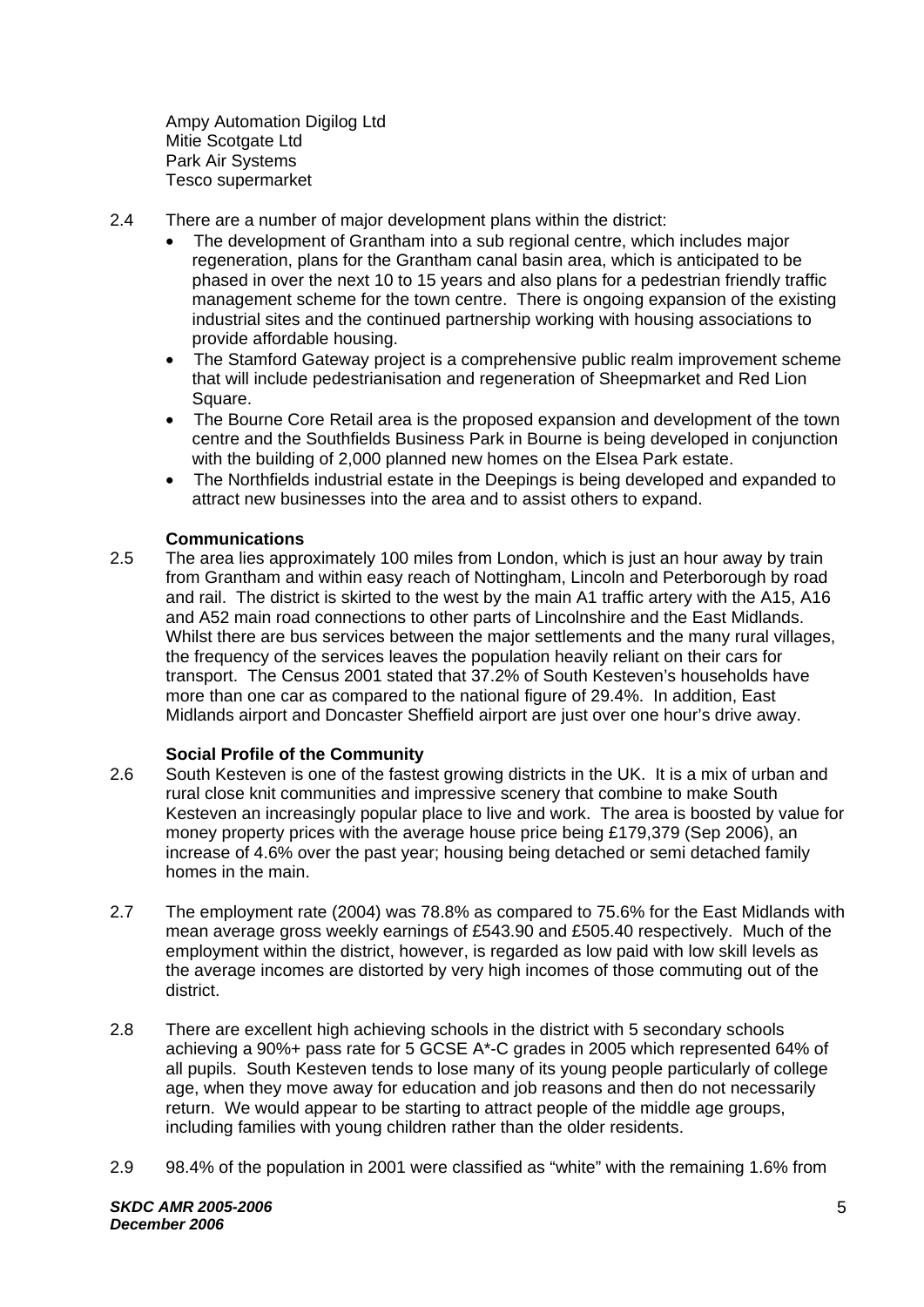Ampy Automation Digilog Ltd
Mitie Scotgate Ltd
Park Air Systems
Tesco supermarket

2.4 There are a number of major development plans within the district:

- The development of Grantham into a sub regional centre, which includes major regeneration, plans for the Grantham canal basin area, which is anticipated to be phased in over the next 10 to 15 years and also plans for a pedestrian friendly traffic management scheme for the town centre. There is ongoing expansion of the existing industrial sites and the continued partnership working with housing associations to provide affordable housing.
- The Stamford Gateway project is a comprehensive public realm improvement scheme that will include pedestrianisation and regeneration of Sheepmarket and Red Lion Square.
- The Bourne Core Retail area is the proposed expansion and development of the town centre and the Southfields Business Park in Bourne is being developed in conjunction with the building of 2,000 planned new homes on the Elsea Park estate.
- The Northfields industrial estate in the Deepings is being developed and expanded to attract new businesses into the area and to assist others to expand.

**Communications**

2.5 The area lies approximately 100 miles from London, which is just an hour away by train from Grantham and within easy reach of Nottingham, Lincoln and Peterborough by road and rail. The district is skirted to the west by the main A1 traffic artery with the A15, A16 and A52 main road connections to other parts of Lincolnshire and the East Midlands. Whilst there are bus services between the major settlements and the many rural villages, the frequency of the services leaves the population heavily reliant on their cars for transport. The Census 2001 stated that 37.2% of South Kesteven's households have more than one car as compared to the national figure of 29.4%. In addition, East Midlands airport and Doncaster Sheffield airport are just over one hour's drive away.

**Social Profile of the Community**

2.6 South Kesteven is one of the fastest growing districts in the UK. It is a mix of urban and rural close knit communities and impressive scenery that combine to make South Kesteven an increasingly popular place to live and work. The area is boosted by value for money property prices with the average house price being £179,379 (Sep 2006), an increase of 4.6% over the past year; housing being detached or semi detached family homes in the main.

2.7 The employment rate (2004) was 78.8% as compared to 75.6% for the East Midlands with mean average gross weekly earnings of £543.90 and £505.40 respectively. Much of the employment within the district, however, is regarded as low paid with low skill levels as the average incomes are distorted by very high incomes of those commuting out of the district.

2.8 There are excellent high achieving schools in the district with 5 secondary schools achieving a 90%+ pass rate for 5 GCSE A*-C grades in 2005 which represented 64% of all pupils. South Kesteven tends to lose many of its young people particularly of college age, when they move away for education and job reasons and then do not necessarily return. We would appear to be starting to attract people of the middle age groups, including families with young children rather than the older residents.

2.9 98.4% of the population in 2001 were classified as "white" with the remaining 1.6% from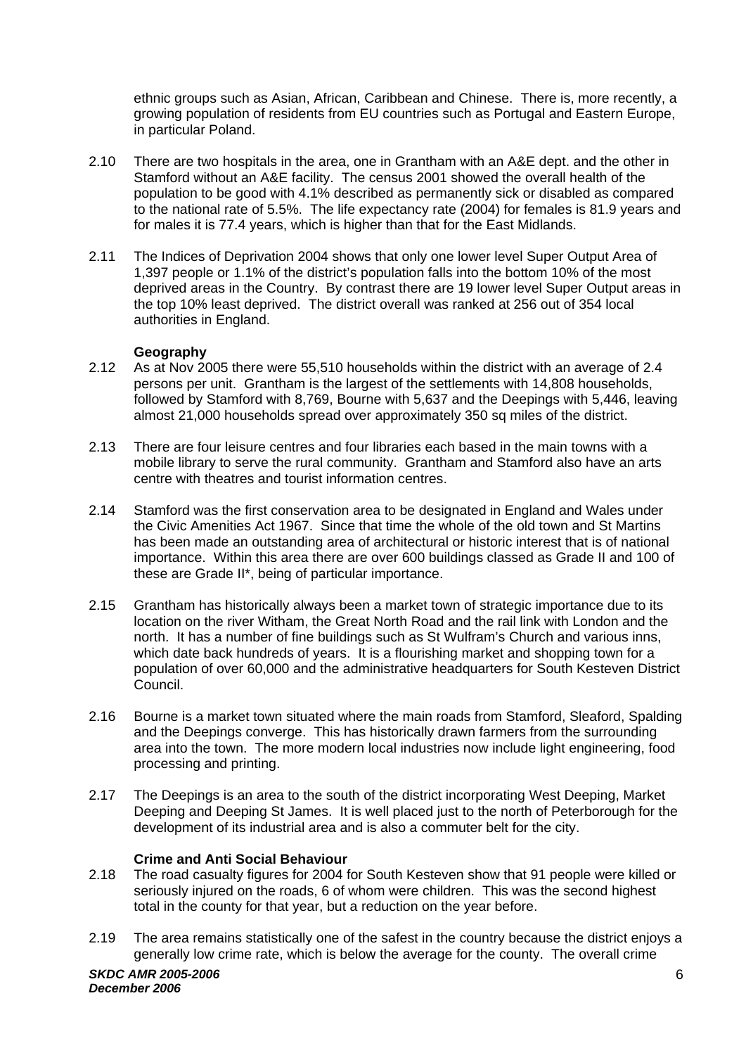ethnic groups such as Asian, African, Caribbean and Chinese. There is, more recently, a growing population of residents from EU countries such as Portugal and Eastern Europe, in particular Poland.

2.10 There are two hospitals in the area, one in Grantham with an A&E dept. and the other in Stamford without an A&E facility. The census 2001 showed the overall health of the population to be good with 4.1% described as permanently sick or disabled as compared to the national rate of 5.5%. The life expectancy rate (2004) for females is 81.9 years and for males it is 77.4 years, which is higher than that for the East Midlands.

2.11 The Indices of Deprivation 2004 shows that only one lower level Super Output Area of 1,397 people or 1.1% of the district's population falls into the bottom 10% of the most deprived areas in the Country. By contrast there are 19 lower level Super Output areas in the top 10% least deprived. The district overall was ranked at 256 out of 354 local authorities in England.

**Geography**

2.12 As at Nov 2005 there were 55,510 households within the district with an average of 2.4 persons per unit. Grantham is the largest of the settlements with 14,808 households, followed by Stamford with 8,769, Bourne with 5,637 and the Deepings with 5,446, leaving almost 21,000 households spread over approximately 350 sq miles of the district.

2.13 There are four leisure centres and four libraries each based in the main towns with a mobile library to serve the rural community. Grantham and Stamford also have an arts centre with theatres and tourist information centres.

2.14 Stamford was the first conservation area to be designated in England and Wales under the Civic Amenities Act 1967. Since that time the whole of the old town and St Martins has been made an outstanding area of architectural or historic interest that is of national importance. Within this area there are over 600 buildings classed as Grade II and 100 of these are Grade II*, being of particular importance.

2.15 Grantham has historically always been a market town of strategic importance due to its location on the river Witham, the Great North Road and the rail link with London and the north. It has a number of fine buildings such as St Wulfram's Church and various inns, which date back hundreds of years. It is a flourishing market and shopping town for a population of over 60,000 and the administrative headquarters for South Kesteven District Council.

2.16 Bourne is a market town situated where the main roads from Stamford, Sleaford, Spalding and the Deepings converge. This has historically drawn farmers from the surrounding area into the town. The more modern local industries now include light engineering, food processing and printing.

2.17 The Deepings is an area to the south of the district incorporating West Deeping, Market Deeping and Deeping St James. It is well placed just to the north of Peterborough for the development of its industrial area and is also a commuter belt for the city.

**Crime and Anti Social Behaviour**

2.18 The road casualty figures for 2004 for South Kesteven show that 91 people were killed or seriously injured on the roads, 6 of whom were children. This was the second highest total in the county for that year, but a reduction on the year before.

2.19 The area remains statistically one of the safest in the country because the district enjoys a generally low crime rate, which is below the average for the county. The overall crime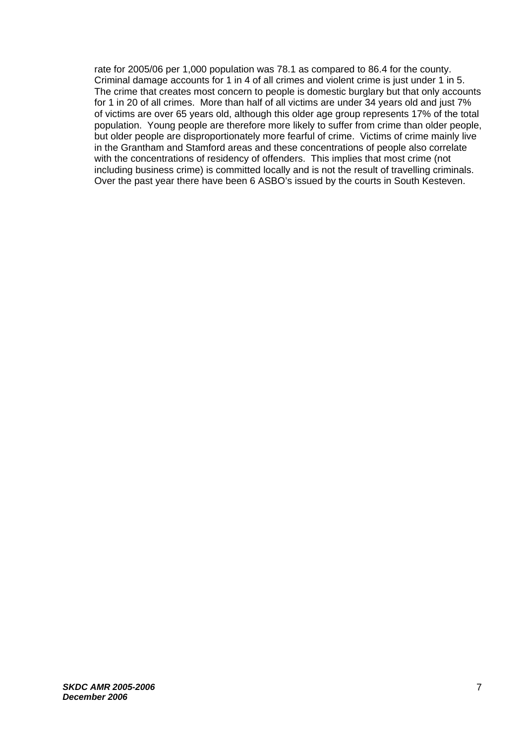rate for 2005/06 per 1,000 population was 78.1 as compared to 86.4 for the county. Criminal damage accounts for 1 in 4 of all crimes and violent crime is just under 1 in 5. The crime that creates most concern to people is domestic burglary but that only accounts for 1 in 20 of all crimes. More than half of all victims are under 34 years old and just 7% of victims are over 65 years old, although this older age group represents 17% of the total population. Young people are therefore more likely to suffer from crime than older people, but older people are disproportionately more fearful of crime. Victims of crime mainly live in the Grantham and Stamford areas and these concentrations of people also correlate with the concentrations of residency of offenders. This implies that most crime (not including business crime) is committed locally and is not the result of travelling criminals. Over the past year there have been 6 ASBO's issued by the courts in South Kesteven.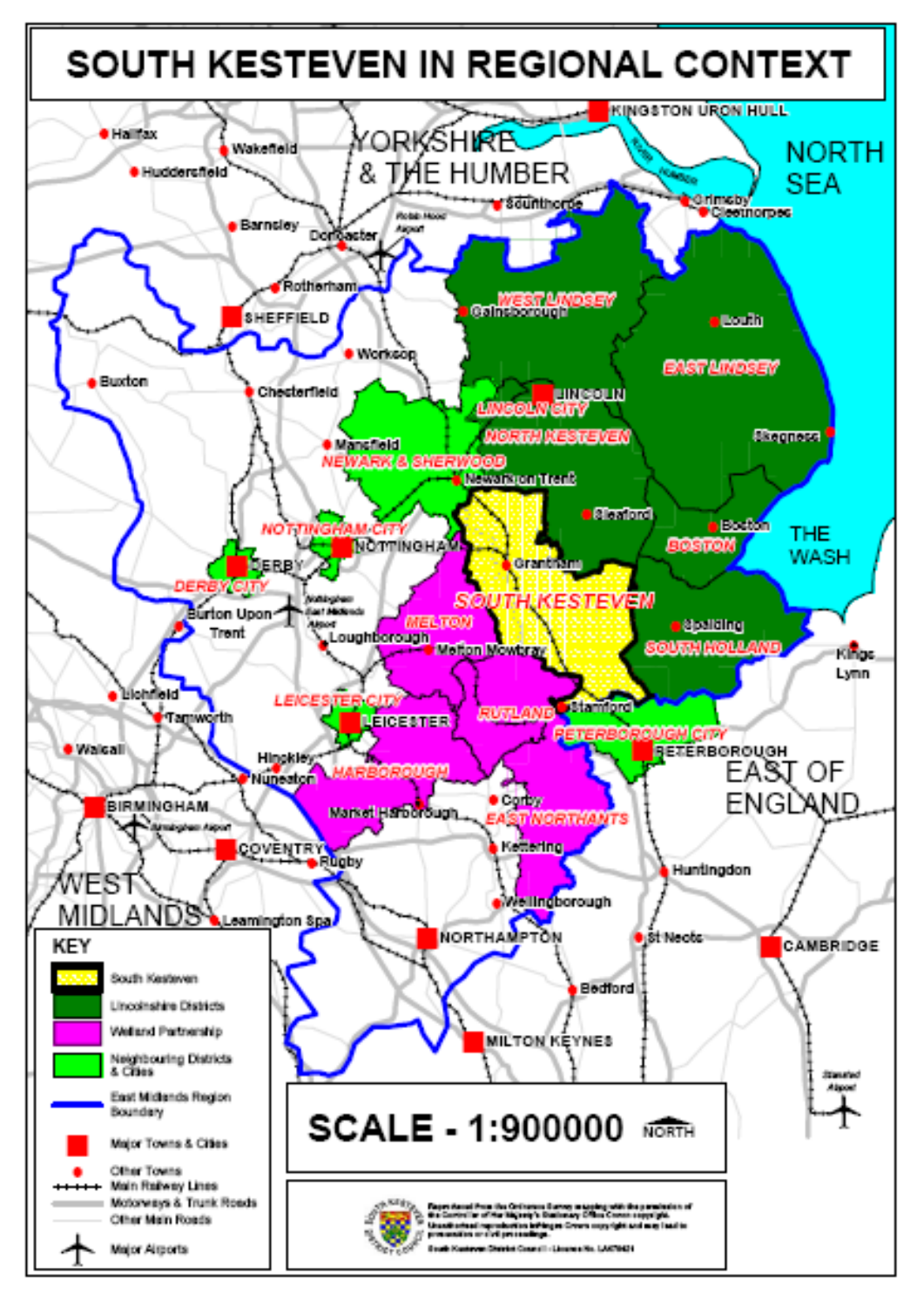# SOUTH KESTEVEN IN REGIONAL CONTEXT

KEY

- South Kesteven
- Lincolnshire Districts
- Welland Partnership
- Neighbouring Districts & Cities
- East Midlands Region Boundary
- Major Towns & Cities
- Other Towns
- Main Railway Lines
- Motorways & Trunk Roads
- Other Main Roads
- Major Airports

**SCALE - 1:900000**

NORTH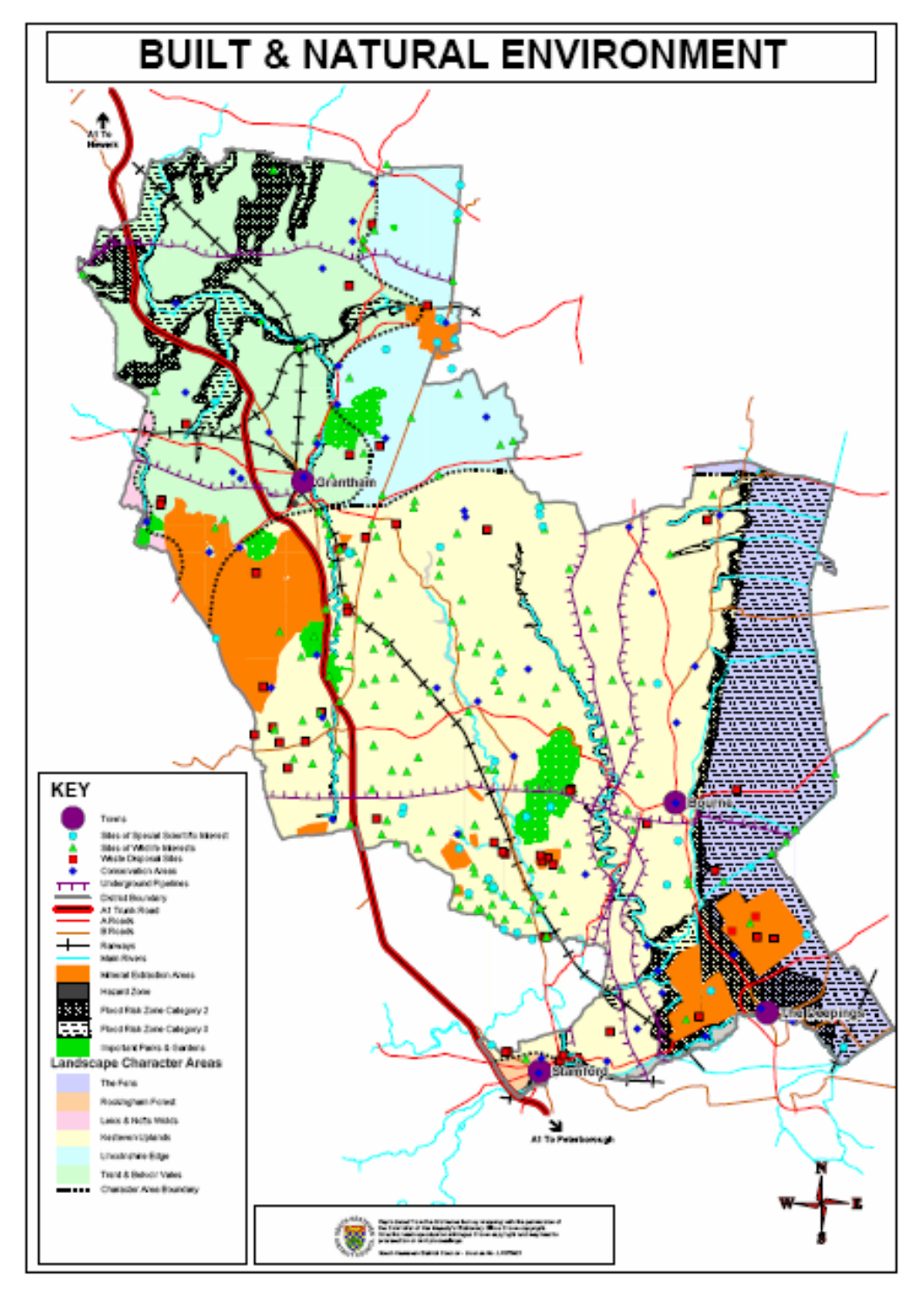# BUILT & NATURAL ENVIRONMENT

A1 To Newark

Grantham

Bourne

The Deepings

Stamford

A1 To Peterborough

**KEY**

- Towns
- Sites of Special Scientific Interest
- Sites of Wildlife Interests
- Waste Disposal Sites
- Conservation Areas
- Underground Pipelines
- District Boundary
- A1 Trunk Road
- A Roads
- B Roads
- Railways
- Main Rivers
- Mineral Extraction Areas
- Hazard Zone
- Flood Risk Zone Category 2
- Flood Risk Zone Category 3
- Important Parks & Gardens

**Landscape Character Areas**

- The Fens
- Rockingham Forest
- Leics & Rutts Wolds
- Kesteven Uplands
- Lincolnshire Edge
- Trent & Belvoir Vales
- Character Area Boundary

N W E S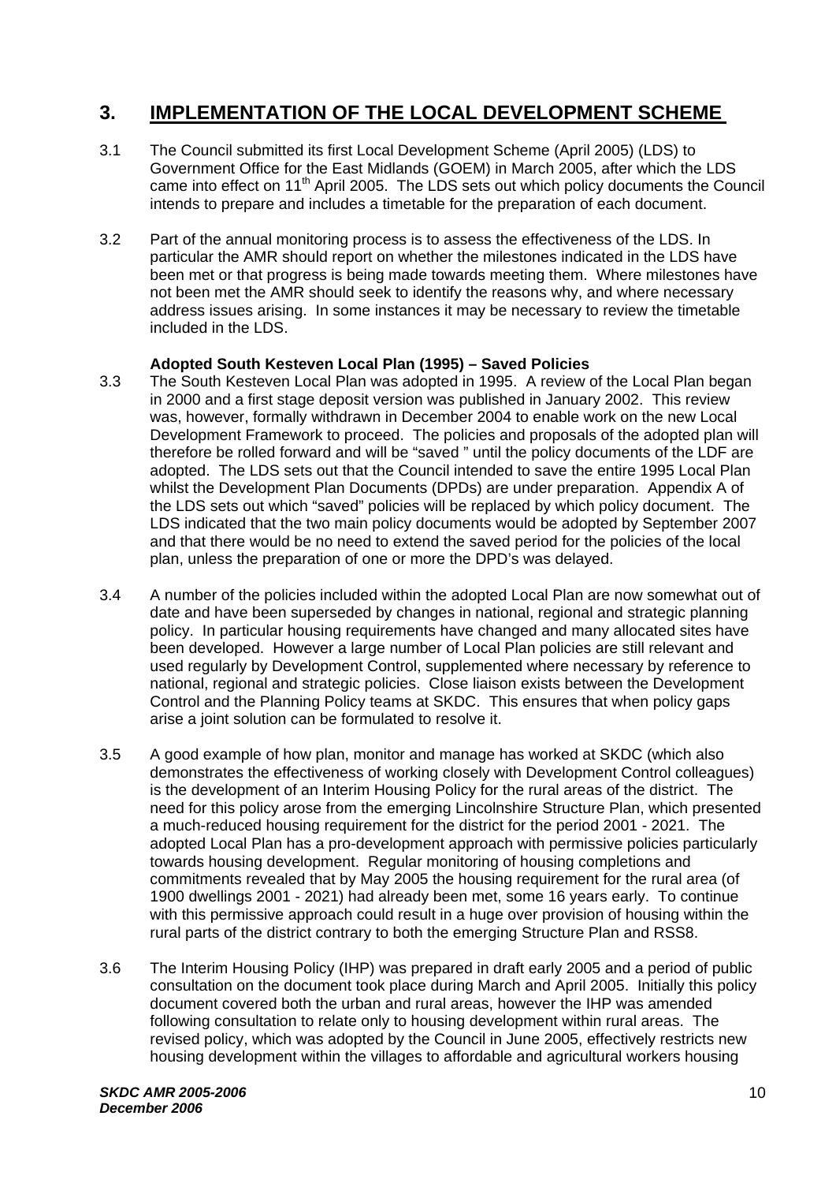## 3. IMPLEMENTATION OF THE LOCAL DEVELOPMENT SCHEME

3.1 The Council submitted its first Local Development Scheme (April 2005) (LDS) to Government Office for the East Midlands (GOEM) in March 2005, after which the LDS came into effect on 11th April 2005. The LDS sets out which policy documents the Council intends to prepare and includes a timetable for the preparation of each document.

3.2 Part of the annual monitoring process is to assess the effectiveness of the LDS. In particular the AMR should report on whether the milestones indicated in the LDS have been met or that progress is being made towards meeting them. Where milestones have not been met the AMR should seek to identify the reasons why, and where necessary address issues arising. In some instances it may be necessary to review the timetable included in the LDS.

**Adopted South Kesteven Local Plan (1995) – Saved Policies**

3.3 The South Kesteven Local Plan was adopted in 1995. A review of the Local Plan began in 2000 and a first stage deposit version was published in January 2002. This review was, however, formally withdrawn in December 2004 to enable work on the new Local Development Framework to proceed. The policies and proposals of the adopted plan will therefore be rolled forward and will be "saved " until the policy documents of the LDF are adopted. The LDS sets out that the Council intended to save the entire 1995 Local Plan whilst the Development Plan Documents (DPDs) are under preparation. Appendix A of the LDS sets out which "saved" policies will be replaced by which policy document. The LDS indicated that the two main policy documents would be adopted by September 2007 and that there would be no need to extend the saved period for the policies of the local plan, unless the preparation of one or more the DPD's was delayed.

3.4 A number of the policies included within the adopted Local Plan are now somewhat out of date and have been superseded by changes in national, regional and strategic planning policy. In particular housing requirements have changed and many allocated sites have been developed. However a large number of Local Plan policies are still relevant and used regularly by Development Control, supplemented where necessary by reference to national, regional and strategic policies. Close liaison exists between the Development Control and the Planning Policy teams at SKDC. This ensures that when policy gaps arise a joint solution can be formulated to resolve it.

3.5 A good example of how plan, monitor and manage has worked at SKDC (which also demonstrates the effectiveness of working closely with Development Control colleagues) is the development of an Interim Housing Policy for the rural areas of the district. The need for this policy arose from the emerging Lincolnshire Structure Plan, which presented a much-reduced housing requirement for the district for the period 2001 - 2021. The adopted Local Plan has a pro-development approach with permissive policies particularly towards housing development. Regular monitoring of housing completions and commitments revealed that by May 2005 the housing requirement for the rural area (of 1900 dwellings 2001 - 2021) had already been met, some 16 years early. To continue with this permissive approach could result in a huge over provision of housing within the rural parts of the district contrary to both the emerging Structure Plan and RSS8.

3.6 The Interim Housing Policy (IHP) was prepared in draft early 2005 and a period of public consultation on the document took place during March and April 2005. Initially this policy document covered both the urban and rural areas, however the IHP was amended following consultation to relate only to housing development within rural areas. The revised policy, which was adopted by the Council in June 2005, effectively restricts new housing development within the villages to affordable and agricultural workers housing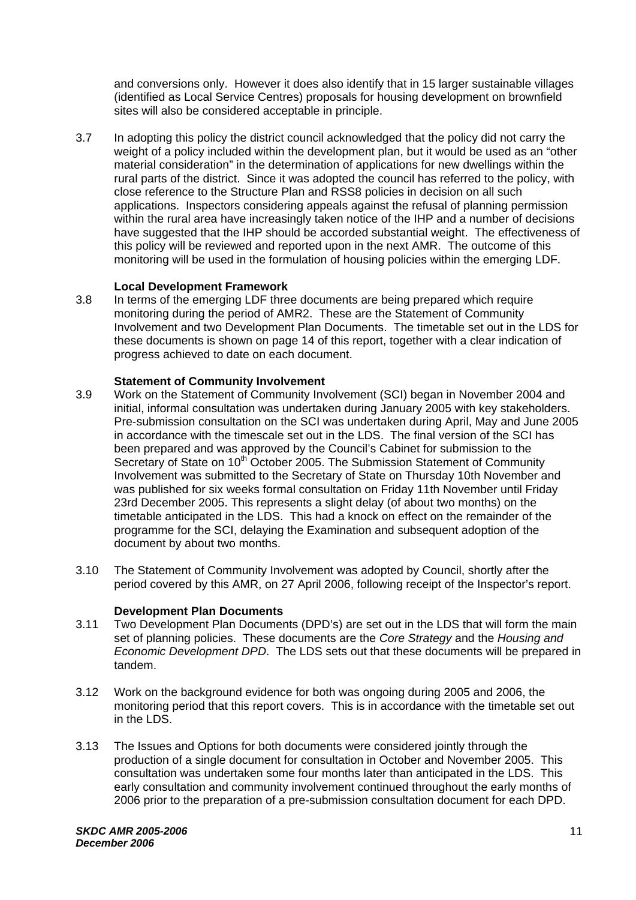and conversions only. However it does also identify that in 15 larger sustainable villages (identified as Local Service Centres) proposals for housing development on brownfield sites will also be considered acceptable in principle.

3.7 In adopting this policy the district council acknowledged that the policy did not carry the weight of a policy included within the development plan, but it would be used as an "other material consideration" in the determination of applications for new dwellings within the rural parts of the district. Since it was adopted the council has referred to the policy, with close reference to the Structure Plan and RSS8 policies in decision on all such applications. Inspectors considering appeals against the refusal of planning permission within the rural area have increasingly taken notice of the IHP and a number of decisions have suggested that the IHP should be accorded substantial weight. The effectiveness of this policy will be reviewed and reported upon in the next AMR. The outcome of this monitoring will be used in the formulation of housing policies within the emerging LDF.

**Local Development Framework**

3.8 In terms of the emerging LDF three documents are being prepared which require monitoring during the period of AMR2. These are the Statement of Community Involvement and two Development Plan Documents. The timetable set out in the LDS for these documents is shown on page 14 of this report, together with a clear indication of progress achieved to date on each document.

**Statement of Community Involvement**

3.9 Work on the Statement of Community Involvement (SCI) began in November 2004 and initial, informal consultation was undertaken during January 2005 with key stakeholders. Pre-submission consultation on the SCI was undertaken during April, May and June 2005 in accordance with the timescale set out in the LDS. The final version of the SCI has been prepared and was approved by the Council's Cabinet for submission to the Secretary of State on 10th October 2005. The Submission Statement of Community Involvement was submitted to the Secretary of State on Thursday 10th November and was published for six weeks formal consultation on Friday 11th November until Friday 23rd December 2005. This represents a slight delay (of about two months) on the timetable anticipated in the LDS. This had a knock on effect on the remainder of the programme for the SCI, delaying the Examination and subsequent adoption of the document by about two months.

3.10 The Statement of Community Involvement was adopted by Council, shortly after the period covered by this AMR, on 27 April 2006, following receipt of the Inspector's report.

**Development Plan Documents**

3.11 Two Development Plan Documents (DPD's) are set out in the LDS that will form the main set of planning policies. These documents are the *Core Strategy* and the *Housing and Economic Development DPD*. The LDS sets out that these documents will be prepared in tandem.

3.12 Work on the background evidence for both was ongoing during 2005 and 2006, the monitoring period that this report covers. This is in accordance with the timetable set out in the LDS.

3.13 The Issues and Options for both documents were considered jointly through the production of a single document for consultation in October and November 2005. This consultation was undertaken some four months later than anticipated in the LDS. This early consultation and community involvement continued throughout the early months of 2006 prior to the preparation of a pre-submission consultation document for each DPD.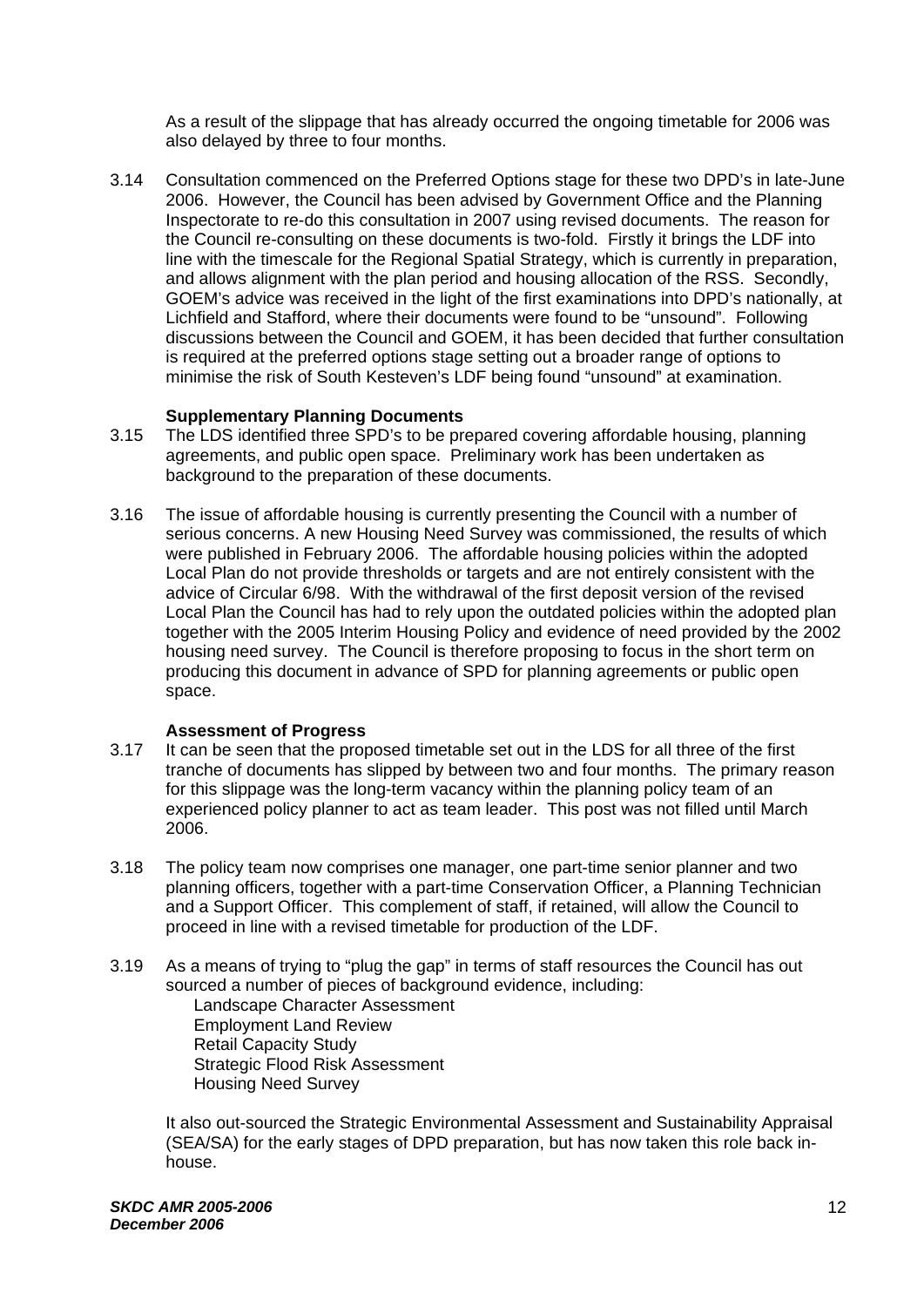As a result of the slippage that has already occurred the ongoing timetable for 2006 was also delayed by three to four months.

3.14 Consultation commenced on the Preferred Options stage for these two DPD's in late-June 2006. However, the Council has been advised by Government Office and the Planning Inspectorate to re-do this consultation in 2007 using revised documents. The reason for the Council re-consulting on these documents is two-fold. Firstly it brings the LDF into line with the timescale for the Regional Spatial Strategy, which is currently in preparation, and allows alignment with the plan period and housing allocation of the RSS. Secondly, GOEM's advice was received in the light of the first examinations into DPD's nationally, at Lichfield and Stafford, where their documents were found to be "unsound". Following discussions between the Council and GOEM, it has been decided that further consultation is required at the preferred options stage setting out a broader range of options to minimise the risk of South Kesteven's LDF being found "unsound" at examination.

### Supplementary Planning Documents

3.15 The LDS identified three SPD's to be prepared covering affordable housing, planning agreements, and public open space. Preliminary work has been undertaken as background to the preparation of these documents.

3.16 The issue of affordable housing is currently presenting the Council with a number of serious concerns. A new Housing Need Survey was commissioned, the results of which were published in February 2006. The affordable housing policies within the adopted Local Plan do not provide thresholds or targets and are not entirely consistent with the advice of Circular 6/98. With the withdrawal of the first deposit version of the revised Local Plan the Council has had to rely upon the outdated policies within the adopted plan together with the 2005 Interim Housing Policy and evidence of need provided by the 2002 housing need survey. The Council is therefore proposing to focus in the short term on producing this document in advance of SPD for planning agreements or public open space.

### Assessment of Progress

3.17 It can be seen that the proposed timetable set out in the LDS for all three of the first tranche of documents has slipped by between two and four months. The primary reason for this slippage was the long-term vacancy within the planning policy team of an experienced policy planner to act as team leader. This post was not filled until March 2006.

3.18 The policy team now comprises one manager, one part-time senior planner and two planning officers, together with a part-time Conservation Officer, a Planning Technician and a Support Officer. This complement of staff, if retained, will allow the Council to proceed in line with a revised timetable for production of the LDF.

3.19 As a means of trying to "plug the gap" in terms of staff resources the Council has out sourced a number of pieces of background evidence, including:

- Landscape Character Assessment
- Employment Land Review
- Retail Capacity Study
- Strategic Flood Risk Assessment
- Housing Need Survey

It also out-sourced the Strategic Environmental Assessment and Sustainability Appraisal (SEA/SA) for the early stages of DPD preparation, but has now taken this role back in-house.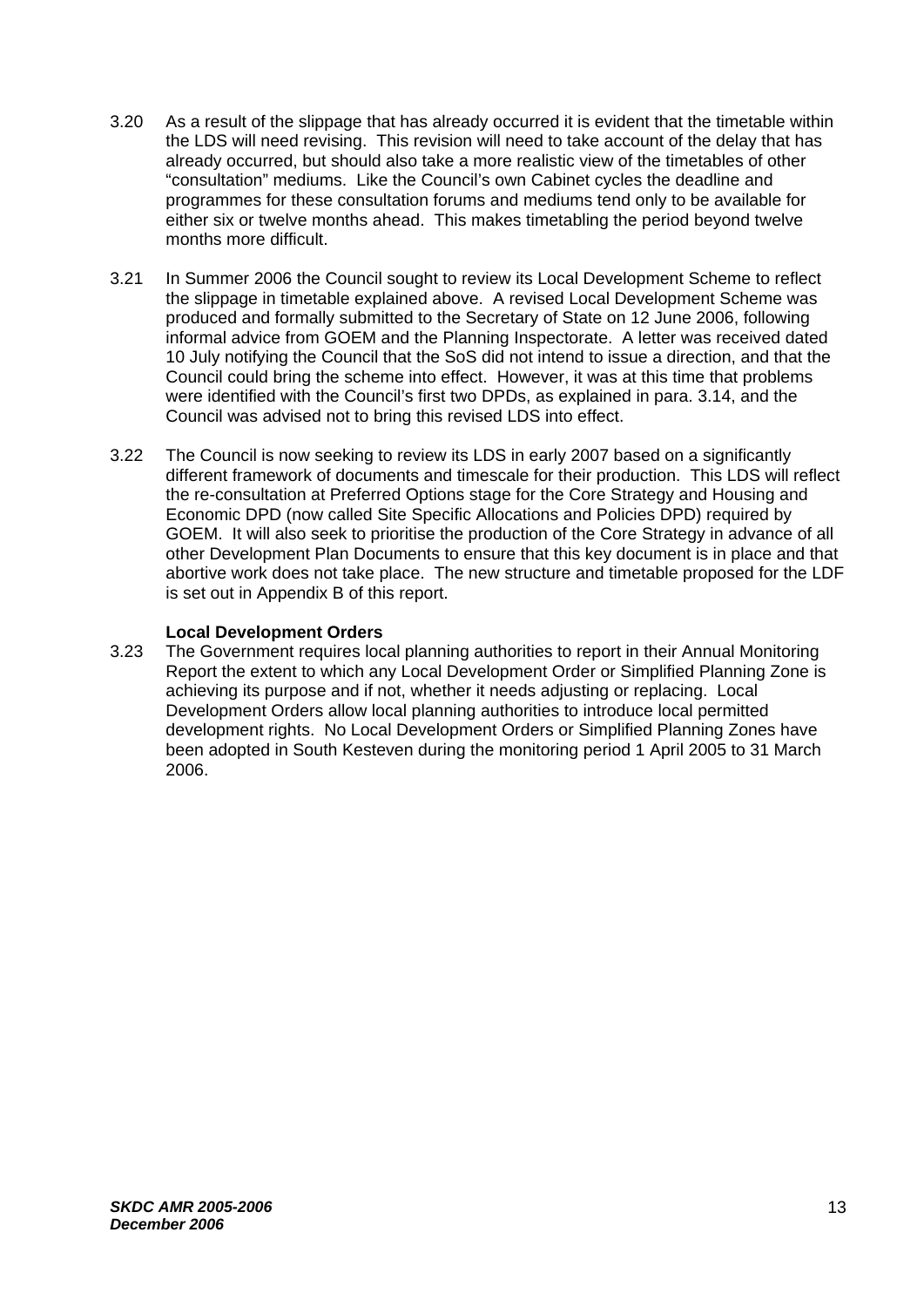3.20 As a result of the slippage that has already occurred it is evident that the timetable within the LDS will need revising. This revision will need to take account of the delay that has already occurred, but should also take a more realistic view of the timetables of other "consultation" mediums. Like the Council's own Cabinet cycles the deadline and programmes for these consultation forums and mediums tend only to be available for either six or twelve months ahead. This makes timetabling the period beyond twelve months more difficult.

3.21 In Summer 2006 the Council sought to review its Local Development Scheme to reflect the slippage in timetable explained above. A revised Local Development Scheme was produced and formally submitted to the Secretary of State on 12 June 2006, following informal advice from GOEM and the Planning Inspectorate. A letter was received dated 10 July notifying the Council that the SoS did not intend to issue a direction, and that the Council could bring the scheme into effect. However, it was at this time that problems were identified with the Council's first two DPDs, as explained in para. 3.14, and the Council was advised not to bring this revised LDS into effect.

3.22 The Council is now seeking to review its LDS in early 2007 based on a significantly different framework of documents and timescale for their production. This LDS will reflect the re-consultation at Preferred Options stage for the Core Strategy and Housing and Economic DPD (now called Site Specific Allocations and Policies DPD) required by GOEM. It will also seek to prioritise the production of the Core Strategy in advance of all other Development Plan Documents to ensure that this key document is in place and that abortive work does not take place. The new structure and timetable proposed for the LDF is set out in Appendix B of this report.

**Local Development Orders**

3.23 The Government requires local planning authorities to report in their Annual Monitoring Report the extent to which any Local Development Order or Simplified Planning Zone is achieving its purpose and if not, whether it needs adjusting or replacing. Local Development Orders allow local planning authorities to introduce local permitted development rights. No Local Development Orders or Simplified Planning Zones have been adopted in South Kesteven during the monitoring period 1 April 2005 to 31 March 2006.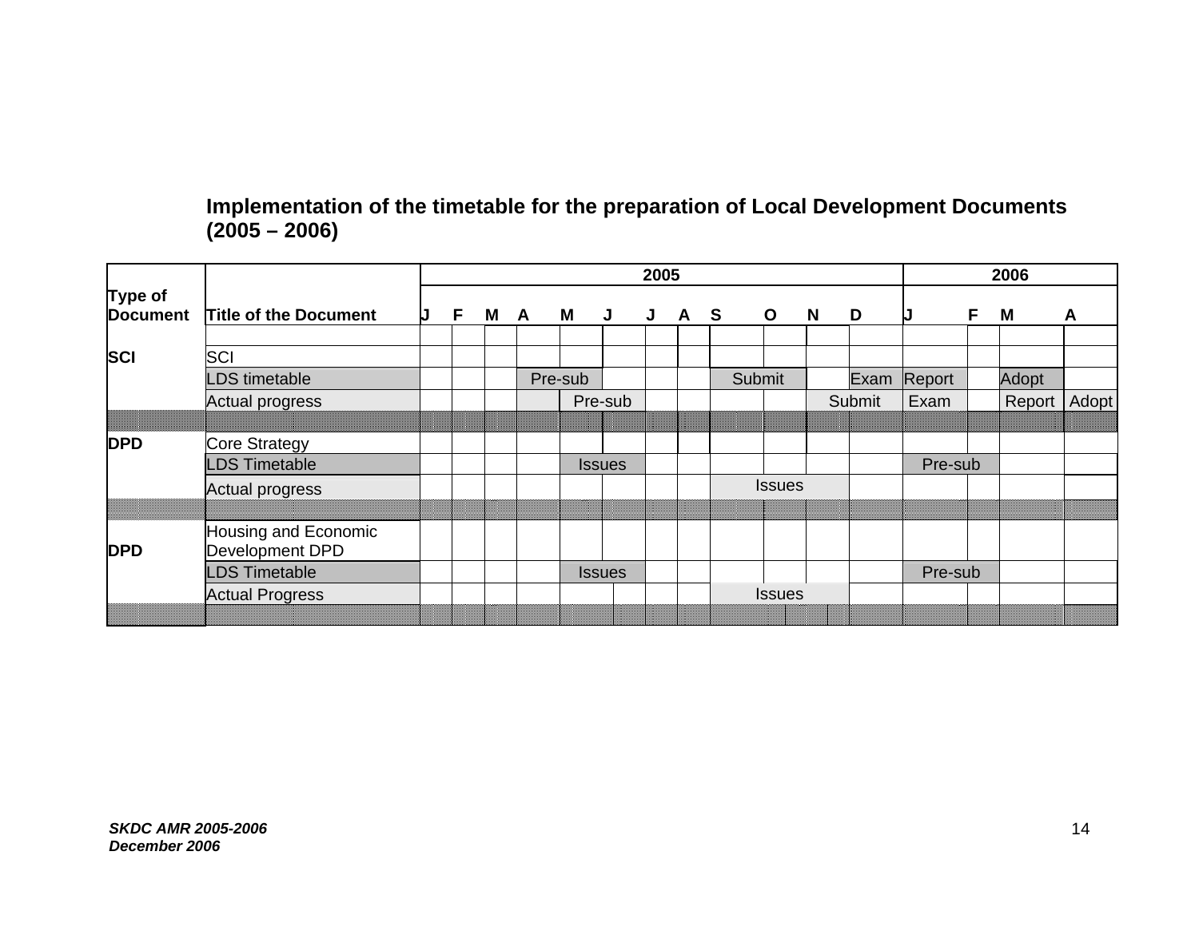**Implementation of the timetable for the preparation of Local Development Documents (2005 – 2006)**

| Type of Document | Title of the Document | 2005 | | | | | | | | | | | | 2006 | | | |
|---|---|---|---|---|---|---|---|---|---|---|---|---|---|---|---|---|---|
| | | J | F | M | A | M | J | J | A | S | O | N | D | J | F | M | A |
| SCI | SCI | | | | | | | | | | | | | | | | |
| | LDS timetable | | | | Pre-sub | | | | | Submit | | | Exam | Report | | Adopt | |
| | Actual progress | | | | | Pre-sub | | | | | | Submit | | Exam | | Report | Adopt |
| DPD | Core Strategy | | | | | | | | | | | | | | | | |
| | LDS Timetable | | | | | Issues | | | | | | | | Pre-sub | | | |
| | Actual progress | | | | | | | | | Issues | | | | | | | |
| DPD | Housing and Economic Development DPD | | | | | | | | | | | | | | | | |
| | LDS Timetable | | | | | Issues | | | | | | | | Pre-sub | | | |
| | Actual Progress | | | | | | | | | Issues | | | | | | | |

*SKDC AMR 2005-2006*
*December 2006*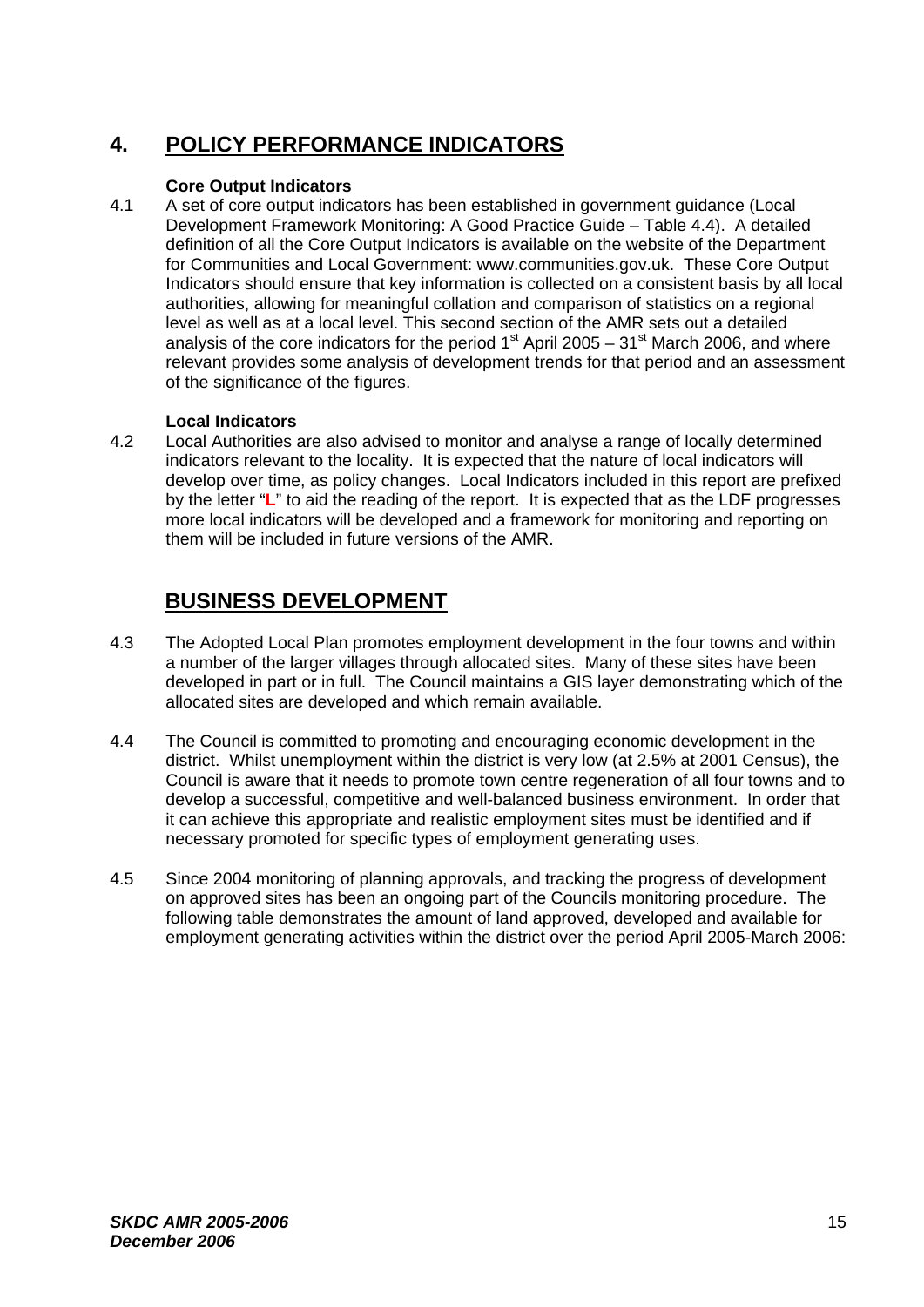## 4. POLICY PERFORMANCE INDICATORS

**Core Output Indicators**

4.1 A set of core output indicators has been established in government guidance (Local Development Framework Monitoring: A Good Practice Guide – Table 4.4). A detailed definition of all the Core Output Indicators is available on the website of the Department for Communities and Local Government: www.communities.gov.uk. These Core Output Indicators should ensure that key information is collected on a consistent basis by all local authorities, allowing for meaningful collation and comparison of statistics on a regional level as well as at a local level. This second section of the AMR sets out a detailed analysis of the core indicators for the period 1st April 2005 – 31st March 2006, and where relevant provides some analysis of development trends for that period and an assessment of the significance of the figures.

**Local Indicators**

4.2 Local Authorities are also advised to monitor and analyse a range of locally determined indicators relevant to the locality. It is expected that the nature of local indicators will develop over time, as policy changes. Local Indicators included in this report are prefixed by the letter "**L**" to aid the reading of the report. It is expected that as the LDF progresses more local indicators will be developed and a framework for monitoring and reporting on them will be included in future versions of the AMR.

## BUSINESS DEVELOPMENT

4.3 The Adopted Local Plan promotes employment development in the four towns and within a number of the larger villages through allocated sites. Many of these sites have been developed in part or in full. The Council maintains a GIS layer demonstrating which of the allocated sites are developed and which remain available.

4.4 The Council is committed to promoting and encouraging economic development in the district. Whilst unemployment within the district is very low (at 2.5% at 2001 Census), the Council is aware that it needs to promote town centre regeneration of all four towns and to develop a successful, competitive and well-balanced business environment. In order that it can achieve this appropriate and realistic employment sites must be identified and if necessary promoted for specific types of employment generating uses.

4.5 Since 2004 monitoring of planning approvals, and tracking the progress of development on approved sites has been an ongoing part of the Councils monitoring procedure. The following table demonstrates the amount of land approved, developed and available for employment generating activities within the district over the period April 2005-March 2006: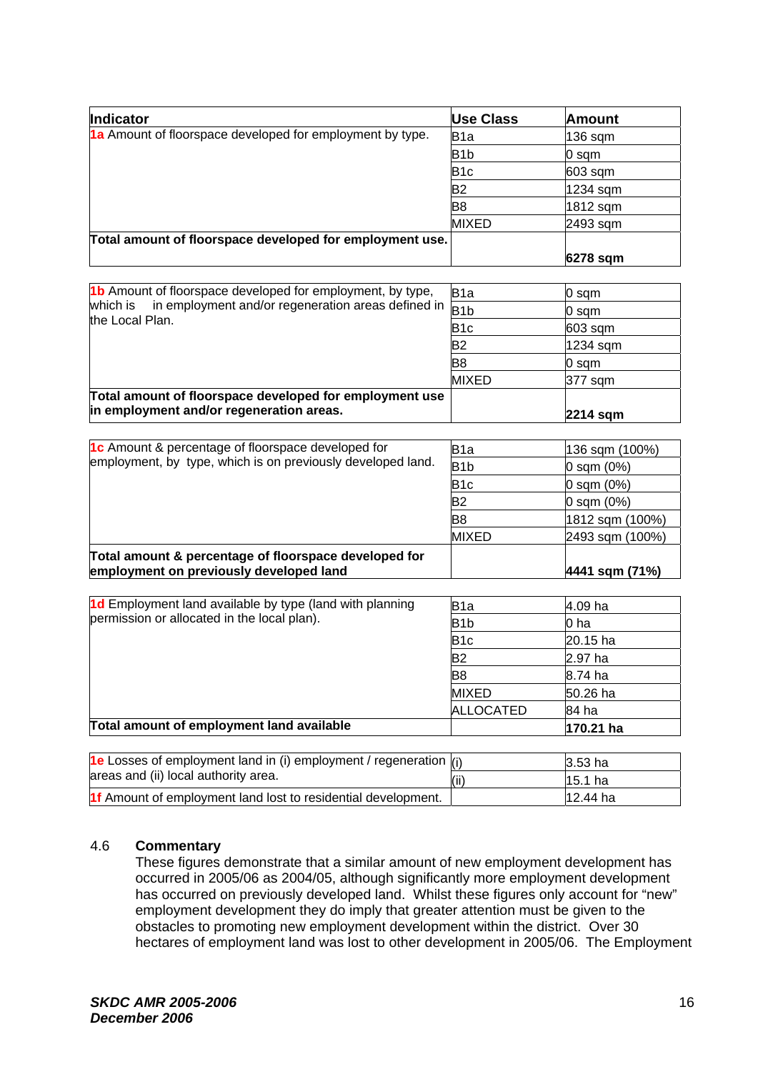| Indicator | Use Class | Amount |
|---|---|---|
| **1a** Amount of floorspace developed for employment by type. | B1a | 136 sqm |
| | B1b | 0 sqm |
| | B1c | 603 sqm |
| | B2 | 1234 sqm |
| | B8 | 1812 sqm |
| | MIXED | 2493 sqm |
| **Total amount of floorspace developed for employment use.** | | **6278 sqm** |

| | | |
|---|---|---|
| **1b** Amount of floorspace developed for employment, by type, which is in employment and/or regeneration areas defined in the Local Plan. | B1a | 0 sqm |
| | B1b | 0 sqm |
| | B1c | 603 sqm |
| | B2 | 1234 sqm |
| | B8 | 0 sqm |
| | MIXED | 377 sqm |
| **Total amount of floorspace developed for employment use in employment and/or regeneration areas.** | | **2214 sqm** |

| | | |
|---|---|---|
| **1c** Amount & percentage of floorspace developed for employment, by type, which is on previously developed land. | B1a | 136 sqm (100%) |
| | B1b | 0 sqm (0%) |
| | B1c | 0 sqm (0%) |
| | B2 | 0 sqm (0%) |
| | B8 | 1812 sqm (100%) |
| | MIXED | 2493 sqm (100%) |
| **Total amount & percentage of floorspace developed for employment on previously developed land** | | **4441 sqm (71%)** |

| | | |
|---|---|---|
| **1d** Employment land available by type (land with planning permission or allocated in the local plan). | B1a | 4.09 ha |
| | B1b | 0 ha |
| | B1c | 20.15 ha |
| | B2 | 2.97 ha |
| | B8 | 8.74 ha |
| | MIXED | 50.26 ha |
| | ALLOCATED | 84 ha |
| **Total amount of employment land available** | | **170.21 ha** |

| | | |
|---|---|---|
| **1e** Losses of employment land in (i) employment / regeneration areas and (ii) local authority area. | (i) | 3.53 ha |
| | (ii) | 15.1 ha |
| **1f** Amount of employment land lost to residential development. | | 12.44 ha |

## 4.6 Commentary

These figures demonstrate that a similar amount of new employment development has occurred in 2005/06 as 2004/05, although significantly more employment development has occurred on previously developed land. Whilst these figures only account for "new" employment development they do imply that greater attention must be given to the obstacles to promoting new employment development within the district. Over 30 hectares of employment land was lost to other development in 2005/06. The Employment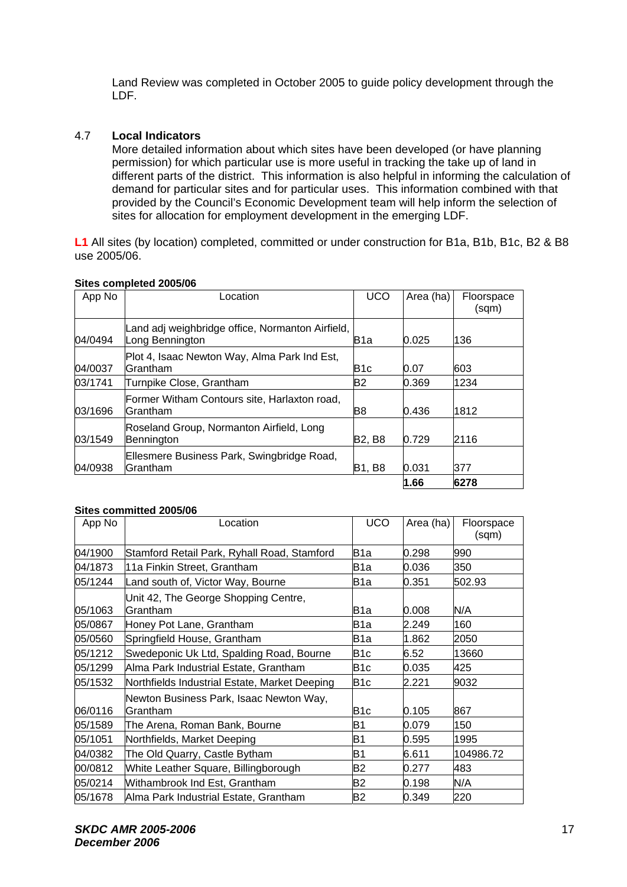Land Review was completed in October 2005 to guide policy development through the LDF.

## 4.7 Local Indicators

More detailed information about which sites have been developed (or have planning permission) for which particular use is more useful in tracking the take up of land in different parts of the district. This information is also helpful in informing the calculation of demand for particular sites and for particular uses. This information combined with that provided by the Council's Economic Development team will help inform the selection of sites for allocation for employment development in the emerging LDF.

**L1** All sites (by location) completed, committed or under construction for B1a, B1b, B1c, B2 & B8 use 2005/06.

**Sites completed 2005/06**

| App No | Location | UCO | Area (ha) | Floorspace (sqm) |
|---|---|---|---|---|
| 04/0494 | Land adj weighbridge office, Normanton Airfield, Long Bennington | B1a | 0.025 | 136 |
| 04/0037 | Plot 4, Isaac Newton Way, Alma Park Ind Est, Grantham | B1c | 0.07 | 603 |
| 03/1741 | Turnpike Close, Grantham | B2 | 0.369 | 1234 |
| 03/1696 | Former Witham Contours site, Harlaxton road, Grantham | B8 | 0.436 | 1812 |
| 03/1549 | Roseland Group, Normanton Airfield, Long Bennington | B2, B8 | 0.729 | 2116 |
| 04/0938 | Ellesmere Business Park, Swingbridge Road, Grantham | B1, B8 | 0.031 | 377 |
| | | | **1.66** | **6278** |

**Sites committed 2005/06**

| App No | Location | UCO | Area (ha) | Floorspace (sqm) |
|---|---|---|---|---|
| 04/1900 | Stamford Retail Park, Ryhall Road, Stamford | B1a | 0.298 | 990 |
| 04/1873 | 11a Finkin Street, Grantham | B1a | 0.036 | 350 |
| 05/1244 | Land south of, Victor Way, Bourne | B1a | 0.351 | 502.93 |
| 05/1063 | Unit 42, The George Shopping Centre, Grantham | B1a | 0.008 | N/A |
| 05/0867 | Honey Pot Lane, Grantham | B1a | 2.249 | 160 |
| 05/0560 | Springfield House, Grantham | B1a | 1.862 | 2050 |
| 05/1212 | Swedeponic Uk Ltd, Spalding Road, Bourne | B1c | 6.52 | 13660 |
| 05/1299 | Alma Park Industrial Estate, Grantham | B1c | 0.035 | 425 |
| 05/1532 | Northfields Industrial Estate, Market Deeping | B1c | 2.221 | 9032 |
| 06/0116 | Newton Business Park, Isaac Newton Way, Grantham | B1c | 0.105 | 867 |
| 05/1589 | The Arena, Roman Bank, Bourne | B1 | 0.079 | 150 |
| 05/1051 | Northfields, Market Deeping | B1 | 0.595 | 1995 |
| 04/0382 | The Old Quarry, Castle Bytham | B1 | 6.611 | 104986.72 |
| 00/0812 | White Leather Square, Billingborough | B2 | 0.277 | 483 |
| 05/0214 | Withambrook Ind Est, Grantham | B2 | 0.198 | N/A |
| 05/1678 | Alma Park Industrial Estate, Grantham | B2 | 0.349 | 220 |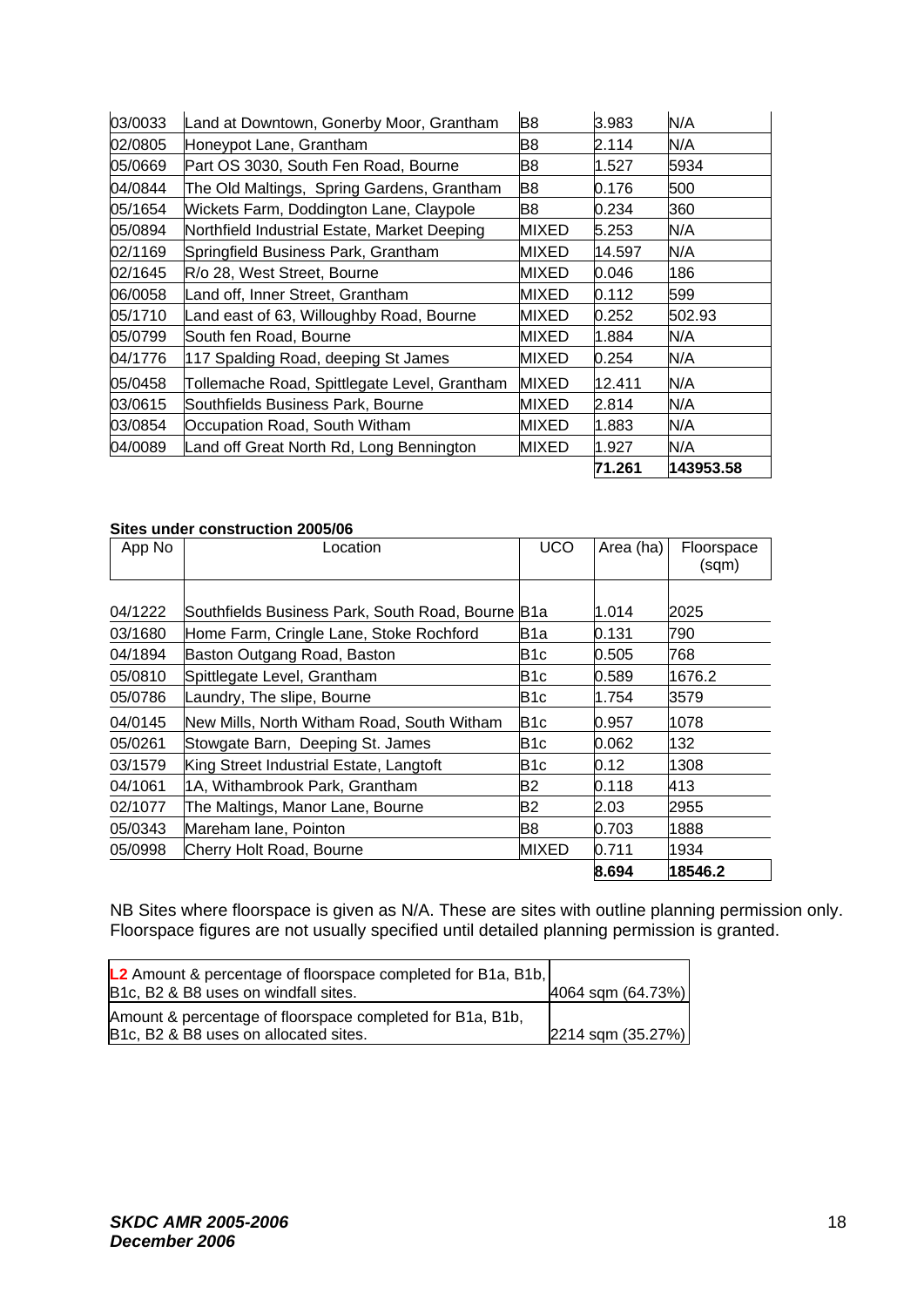| | | | | |
|---|---|---|---|---|
| 03/0033 | Land at Downtown, Gonerby Moor, Grantham | B8 | 3.983 | N/A |
| 02/0805 | Honeypot Lane, Grantham | B8 | 2.114 | N/A |
| 05/0669 | Part OS 3030, South Fen Road, Bourne | B8 | 1.527 | 5934 |
| 04/0844 | The Old Maltings, Spring Gardens, Grantham | B8 | 0.176 | 500 |
| 05/1654 | Wickets Farm, Doddington Lane, Claypole | B8 | 0.234 | 360 |
| 05/0894 | Northfield Industrial Estate, Market Deeping | MIXED | 5.253 | N/A |
| 02/1169 | Springfield Business Park, Grantham | MIXED | 14.597 | N/A |
| 02/1645 | R/o 28, West Street, Bourne | MIXED | 0.046 | 186 |
| 06/0058 | Land off, Inner Street, Grantham | MIXED | 0.112 | 599 |
| 05/1710 | Land east of 63, Willoughby Road, Bourne | MIXED | 0.252 | 502.93 |
| 05/0799 | South fen Road, Bourne | MIXED | 1.884 | N/A |
| 04/1776 | 117 Spalding Road, deeping St James | MIXED | 0.254 | N/A |
| 05/0458 | Tollemache Road, Spittlegate Level, Grantham | MIXED | 12.411 | N/A |
| 03/0615 | Southfields Business Park, Bourne | MIXED | 2.814 | N/A |
| 03/0854 | Occupation Road, South Witham | MIXED | 1.883 | N/A |
| 04/0089 | Land off Great North Rd, Long Bennington | MIXED | 1.927 | N/A |
| | | | **71.261** | **143953.58** |

**Sites under construction 2005/06**

| App No | Location | UCO | Area (ha) | Floorspace (sqm) |
|---|---|---|---|---|
| 04/1222 | Southfields Business Park, South Road, Bourne | B1a | 1.014 | 2025 |
| 03/1680 | Home Farm, Cringle Lane, Stoke Rochford | B1a | 0.131 | 790 |
| 04/1894 | Baston Outgang Road, Baston | B1c | 0.505 | 768 |
| 05/0810 | Spittlegate Level, Grantham | B1c | 0.589 | 1676.2 |
| 05/0786 | Laundry, The slipe, Bourne | B1c | 1.754 | 3579 |
| 04/0145 | New Mills, North Witham Road, South Witham | B1c | 0.957 | 1078 |
| 05/0261 | Stowgate Barn, Deeping St. James | B1c | 0.062 | 132 |
| 03/1579 | King Street Industrial Estate, Langtoft | B1c | 0.12 | 1308 |
| 04/1061 | 1A, Withambrook Park, Grantham | B2 | 0.118 | 413 |
| 02/1077 | The Maltings, Manor Lane, Bourne | B2 | 2.03 | 2955 |
| 05/0343 | Mareham lane, Pointon | B8 | 0.703 | 1888 |
| 05/0998 | Cherry Holt Road, Bourne | MIXED | 0.711 | 1934 |
| | | | **8.694** | **18546.2** |

NB Sites where floorspace is given as N/A. These are sites with outline planning permission only. Floorspace figures are not usually specified until detailed planning permission is granted.

| | |
|---|---|
| **L2** Amount & percentage of floorspace completed for B1a, B1b, B1c, B2 & B8 uses on windfall sites. | 4064 sqm (64.73%) |
| Amount & percentage of floorspace completed for B1a, B1b, B1c, B2 & B8 uses on allocated sites. | 2214 sqm (35.27%) |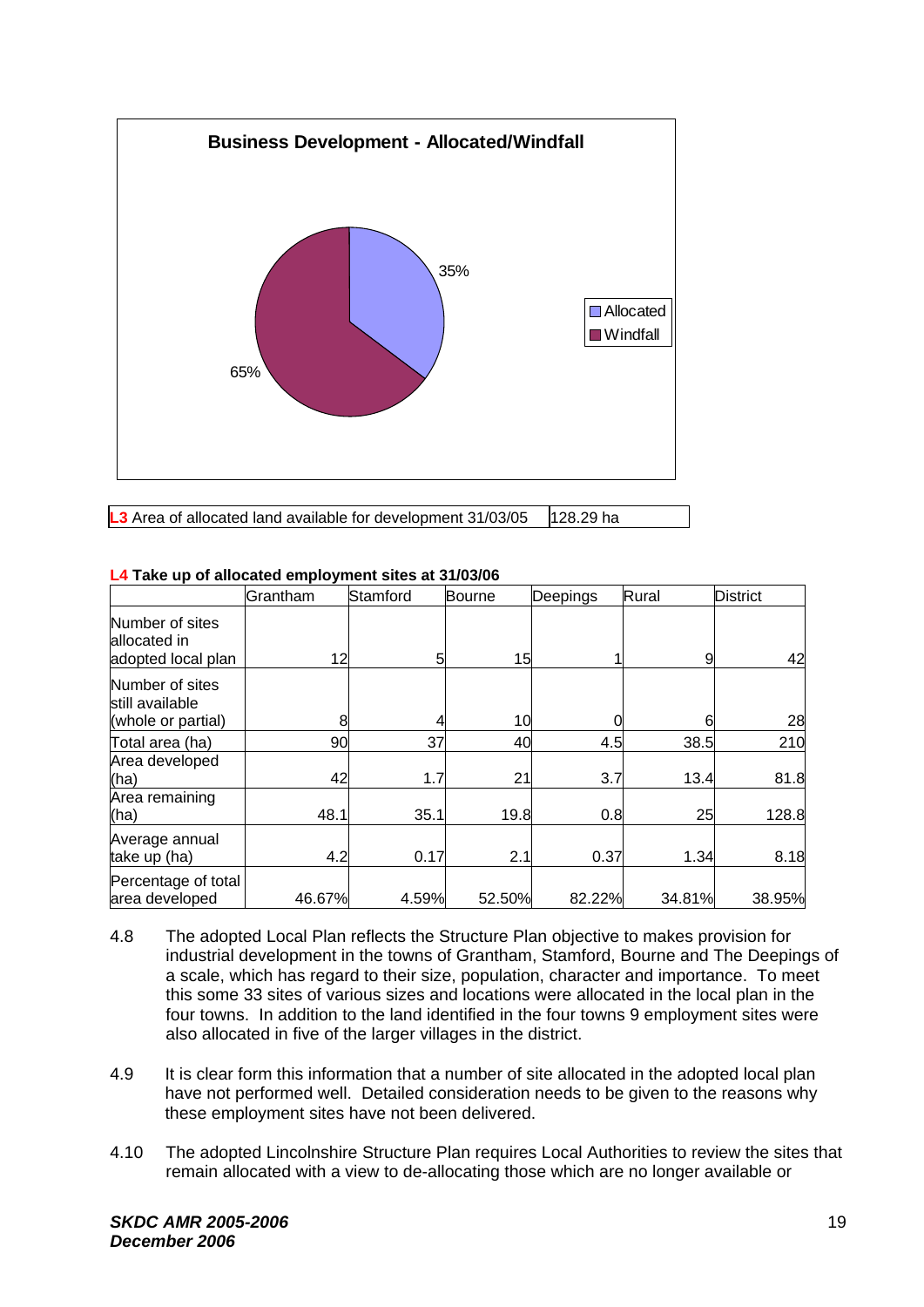**Business Development - Allocated/Windfall**

| | |
|---|---|
| Allocated | 35% |
| Windfall | 65% |

| **L3** Area of allocated land available for development 31/03/05 | 128.29 ha |
|---|---|

**L4 Take up of allocated employment sites at 31/03/06**

| | Grantham | Stamford | Bourne | Deepings | Rural | District |
|---|---|---|---|---|---|---|
| Number of sites allocated in adopted local plan | 12 | 5 | 15 | 1 | 9 | 42 |
| Number of sites still available (whole or partial) | 8 | 4 | 10 | 0 | 6 | 28 |
| Total area (ha) | 90 | 37 | 40 | 4.5 | 38.5 | 210 |
| Area developed (ha) | 42 | 1.7 | 21 | 3.7 | 13.4 | 81.8 |
| Area remaining (ha) | 48.1 | 35.1 | 19.8 | 0.8 | 25 | 128.8 |
| Average annual take up (ha) | 4.2 | 0.17 | 2.1 | 0.37 | 1.34 | 8.18 |
| Percentage of total area developed | 46.67% | 4.59% | 52.50% | 82.22% | 34.81% | 38.95% |

4.8 The adopted Local Plan reflects the Structure Plan objective to makes provision for industrial development in the towns of Grantham, Stamford, Bourne and The Deepings of a scale, which has regard to their size, population, character and importance. To meet this some 33 sites of various sizes and locations were allocated in the local plan in the four towns. In addition to the land identified in the four towns 9 employment sites were also allocated in five of the larger villages in the district.

4.9 It is clear form this information that a number of site allocated in the adopted local plan have not performed well. Detailed consideration needs to be given to the reasons why these employment sites have not been delivered.

4.10 The adopted Lincolnshire Structure Plan requires Local Authorities to review the sites that remain allocated with a view to de-allocating those which are no longer available or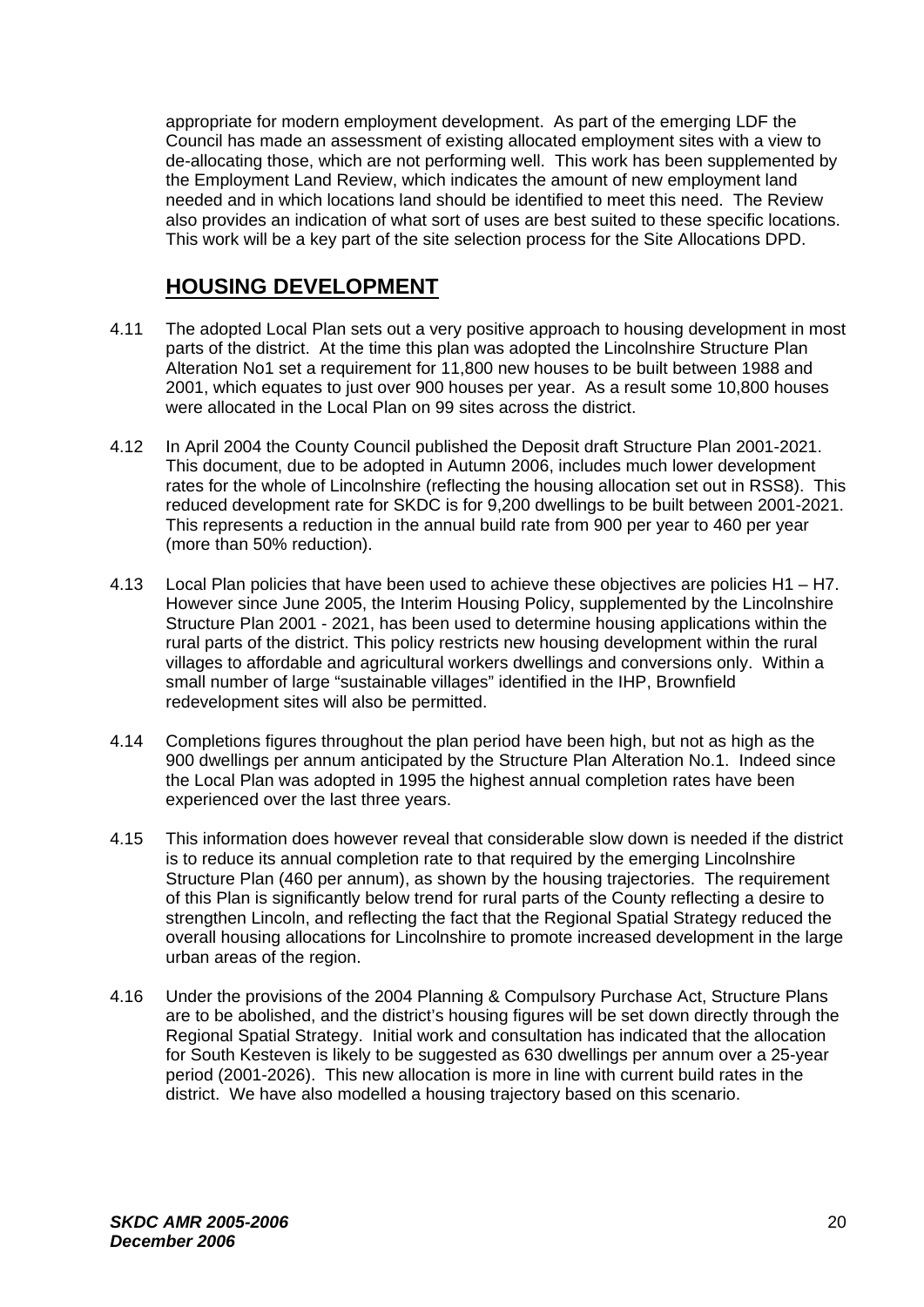appropriate for modern employment development. As part of the emerging LDF the Council has made an assessment of existing allocated employment sites with a view to de-allocating those, which are not performing well. This work has been supplemented by the Employment Land Review, which indicates the amount of new employment land needed and in which locations land should be identified to meet this need. The Review also provides an indication of what sort of uses are best suited to these specific locations. This work will be a key part of the site selection process for the Site Allocations DPD.

## HOUSING DEVELOPMENT

4.11 The adopted Local Plan sets out a very positive approach to housing development in most parts of the district. At the time this plan was adopted the Lincolnshire Structure Plan Alteration No1 set a requirement for 11,800 new houses to be built between 1988 and 2001, which equates to just over 900 houses per year. As a result some 10,800 houses were allocated in the Local Plan on 99 sites across the district.

4.12 In April 2004 the County Council published the Deposit draft Structure Plan 2001-2021. This document, due to be adopted in Autumn 2006, includes much lower development rates for the whole of Lincolnshire (reflecting the housing allocation set out in RSS8). This reduced development rate for SKDC is for 9,200 dwellings to be built between 2001-2021. This represents a reduction in the annual build rate from 900 per year to 460 per year (more than 50% reduction).

4.13 Local Plan policies that have been used to achieve these objectives are policies H1 – H7. However since June 2005, the Interim Housing Policy, supplemented by the Lincolnshire Structure Plan 2001 - 2021, has been used to determine housing applications within the rural parts of the district. This policy restricts new housing development within the rural villages to affordable and agricultural workers dwellings and conversions only. Within a small number of large "sustainable villages" identified in the IHP, Brownfield redevelopment sites will also be permitted.

4.14 Completions figures throughout the plan period have been high, but not as high as the 900 dwellings per annum anticipated by the Structure Plan Alteration No.1. Indeed since the Local Plan was adopted in 1995 the highest annual completion rates have been experienced over the last three years.

4.15 This information does however reveal that considerable slow down is needed if the district is to reduce its annual completion rate to that required by the emerging Lincolnshire Structure Plan (460 per annum), as shown by the housing trajectories. The requirement of this Plan is significantly below trend for rural parts of the County reflecting a desire to strengthen Lincoln, and reflecting the fact that the Regional Spatial Strategy reduced the overall housing allocations for Lincolnshire to promote increased development in the large urban areas of the region.

4.16 Under the provisions of the 2004 Planning & Compulsory Purchase Act, Structure Plans are to be abolished, and the district's housing figures will be set down directly through the Regional Spatial Strategy. Initial work and consultation has indicated that the allocation for South Kesteven is likely to be suggested as 630 dwellings per annum over a 25-year period (2001-2026). This new allocation is more in line with current build rates in the district. We have also modelled a housing trajectory based on this scenario.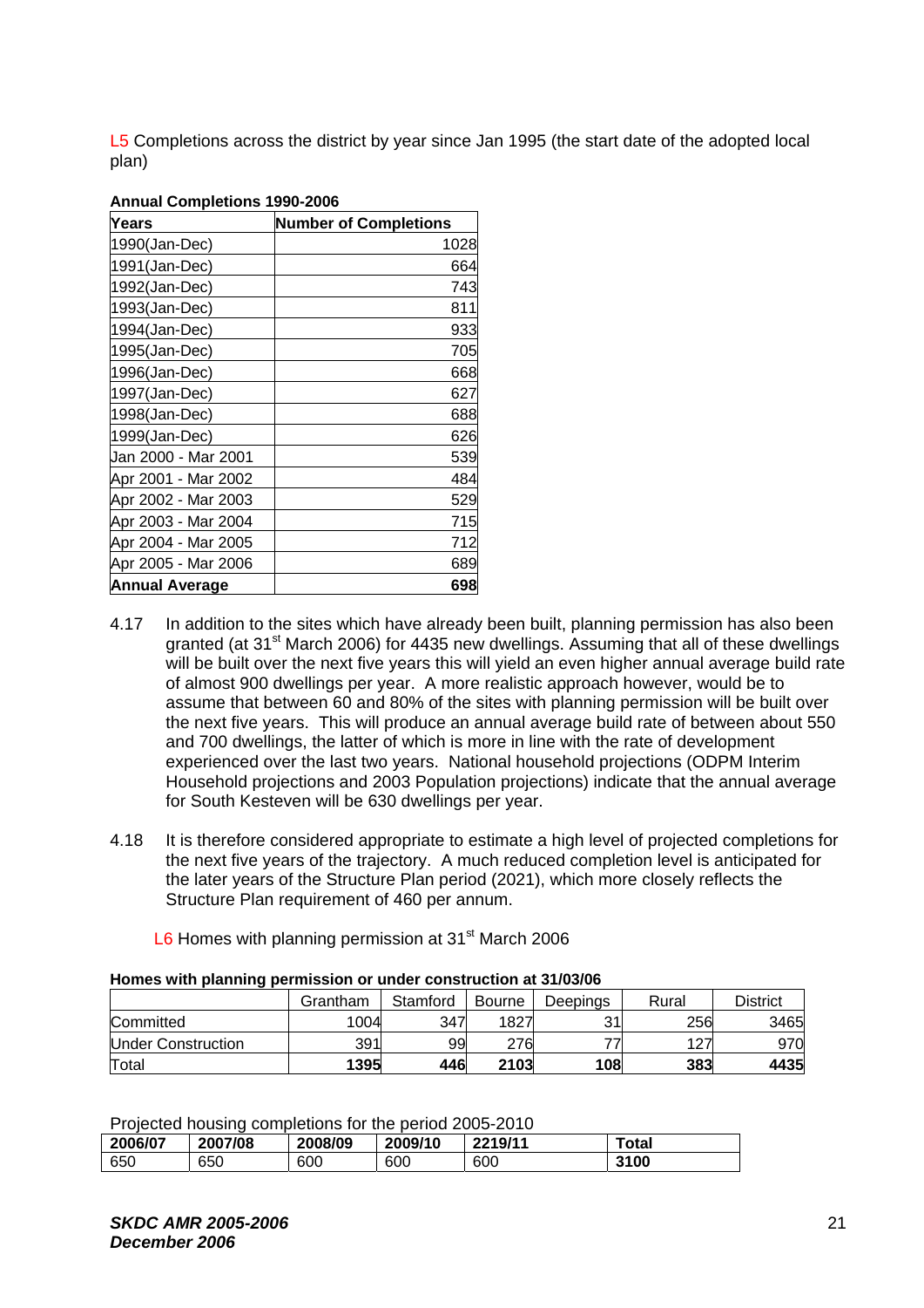L5 Completions across the district by year since Jan 1995 (the start date of the adopted local plan)

**Annual Completions 1990-2006**

| Years | Number of Completions |
|---|---|
| 1990(Jan-Dec) | 1028 |
| 1991(Jan-Dec) | 664 |
| 1992(Jan-Dec) | 743 |
| 1993(Jan-Dec) | 811 |
| 1994(Jan-Dec) | 933 |
| 1995(Jan-Dec) | 705 |
| 1996(Jan-Dec) | 668 |
| 1997(Jan-Dec) | 627 |
| 1998(Jan-Dec) | 688 |
| 1999(Jan-Dec) | 626 |
| Jan 2000 - Mar 2001 | 539 |
| Apr 2001 - Mar 2002 | 484 |
| Apr 2002 - Mar 2003 | 529 |
| Apr 2003 - Mar 2004 | 715 |
| Apr 2004 - Mar 2005 | 712 |
| Apr 2005 - Mar 2006 | 689 |
| **Annual Average** | **698** |

4.17 In addition to the sites which have already been built, planning permission has also been granted (at 31st March 2006) for 4435 new dwellings. Assuming that all of these dwellings will be built over the next five years this will yield an even higher annual average build rate of almost 900 dwellings per year. A more realistic approach however, would be to assume that between 60 and 80% of the sites with planning permission will be built over the next five years. This will produce an annual average build rate of between about 550 and 700 dwellings, the latter of which is more in line with the rate of development experienced over the last two years. National household projections (ODPM Interim Household projections and 2003 Population projections) indicate that the annual average for South Kesteven will be 630 dwellings per year.

4.18 It is therefore considered appropriate to estimate a high level of projected completions for the next five years of the trajectory. A much reduced completion level is anticipated for the later years of the Structure Plan period (2021), which more closely reflects the Structure Plan requirement of 460 per annum.

L6 Homes with planning permission at 31st March 2006

**Homes with planning permission or under construction at 31/03/06**

| | Grantham | Stamford | Bourne | Deepings | Rural | District |
|---|---|---|---|---|---|---|
| Committed | 1004 | 347 | 1827 | 31 | 256 | 3465 |
| Under Construction | 391 | 99 | 276 | 77 | 127 | 970 |
| Total | **1395** | **446** | **2103** | **108** | **383** | **4435** |

Projected housing completions for the period 2005-2010

| 2006/07 | 2007/08 | 2008/09 | 2009/10 | 2219/11 | Total |
|---|---|---|---|---|---|
| 650 | 650 | 600 | 600 | 600 | **3100** |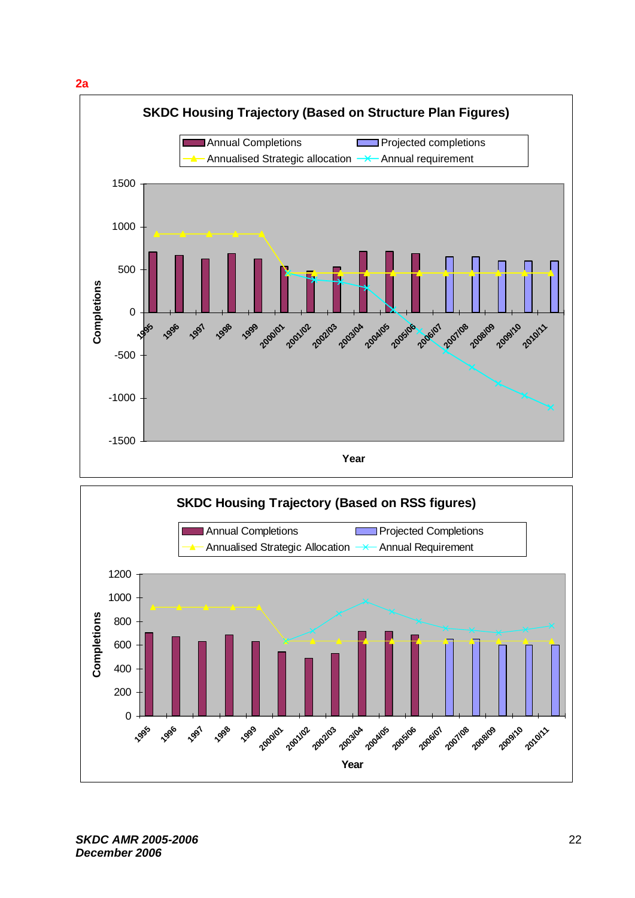**2a**

SKDC Housing Trajectory (Based on Structure Plan Figures)

Annual Completions | Projected completions | Annualised Strategic allocation | Annual requirement

Completions

Year

SKDC Housing Trajectory (Based on RSS figures)

Annual Completions | Projected Completions | Annualised Strategic Allocation | Annual Requirement

Completions

Year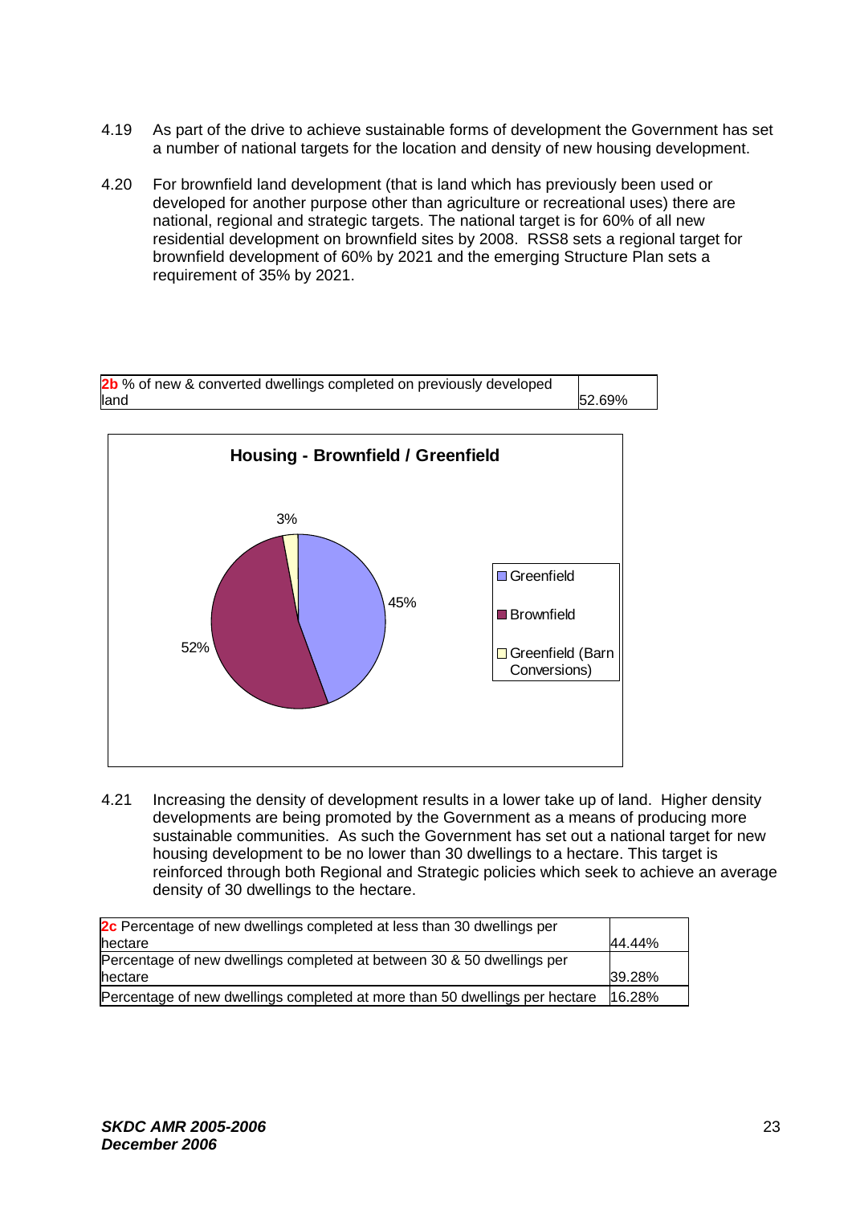4.19 As part of the drive to achieve sustainable forms of development the Government has set a number of national targets for the location and density of new housing development.

4.20 For brownfield land development (that is land which has previously been used or developed for another purpose other than agriculture or recreational uses) there are national, regional and strategic targets. The national target is for 60% of all new residential development on brownfield sites by 2008. RSS8 sets a regional target for brownfield development of 60% by 2021 and the emerging Structure Plan sets a requirement of 35% by 2021.

| **2b** % of new & converted dwellings completed on previously developed land | 52.69% |
|---|---|

**Housing - Brownfield / Greenfield**

| Category | Percentage |
|---|---|
| Greenfield | 45% |
| Brownfield | 52% |
| Greenfield (Barn Conversions) | 3% |

4.21 Increasing the density of development results in a lower take up of land. Higher density developments are being promoted by the Government as a means of producing more sustainable communities. As such the Government has set out a national target for new housing development to be no lower than 30 dwellings to a hectare. This target is reinforced through both Regional and Strategic policies which seek to achieve an average density of 30 dwellings to the hectare.

| **2c** Percentage of new dwellings completed at less than 30 dwellings per hectare | 44.44% |
|---|---|
| Percentage of new dwellings completed at between 30 & 50 dwellings per hectare | 39.28% |
| Percentage of new dwellings completed at more than 50 dwellings per hectare | 16.28% |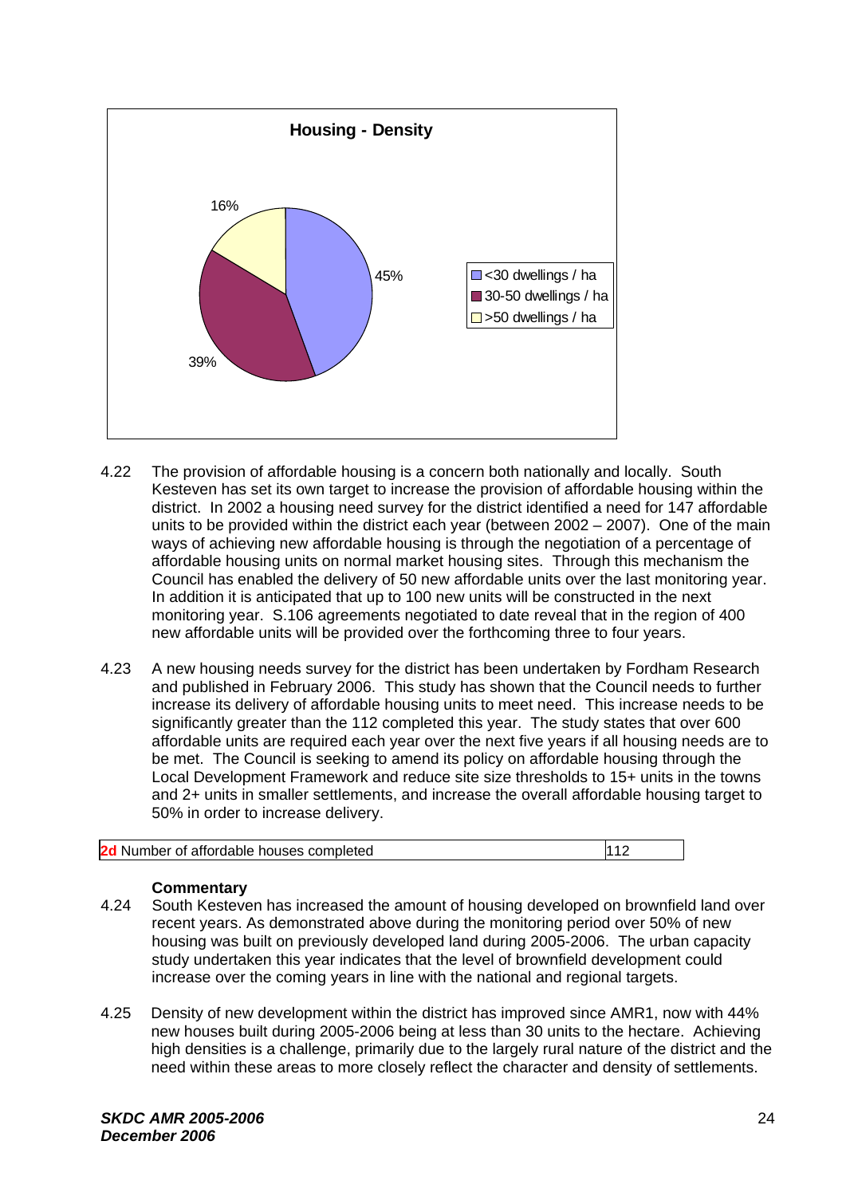**Housing - Density**

| Density | Percentage |
|---|---|
| <30 dwellings / ha | 45% |
| 30-50 dwellings / ha | 39% |
| >50 dwellings / ha | 16% |

4.22 The provision of affordable housing is a concern both nationally and locally. South Kesteven has set its own target to increase the provision of affordable housing within the district. In 2002 a housing need survey for the district identified a need for 147 affordable units to be provided within the district each year (between 2002 – 2007). One of the main ways of achieving new affordable housing is through the negotiation of a percentage of affordable housing units on normal market housing sites. Through this mechanism the Council has enabled the delivery of 50 new affordable units over the last monitoring year. In addition it is anticipated that up to 100 new units will be constructed in the next monitoring year. S.106 agreements negotiated to date reveal that in the region of 400 new affordable units will be provided over the forthcoming three to four years.

4.23 A new housing needs survey for the district has been undertaken by Fordham Research and published in February 2006. This study has shown that the Council needs to further increase its delivery of affordable housing units to meet need. This increase needs to be significantly greater than the 112 completed this year. The study states that over 600 affordable units are required each year over the next five years if all housing needs are to be met. The Council is seeking to amend its policy on affordable housing through the Local Development Framework and reduce site size thresholds to 15+ units in the towns and 2+ units in smaller settlements, and increase the overall affordable housing target to 50% in order to increase delivery.

| **2d** Number of affordable houses completed | 112 |
|---|---|

**Commentary**

4.24 South Kesteven has increased the amount of housing developed on brownfield land over recent years. As demonstrated above during the monitoring period over 50% of new housing was built on previously developed land during 2005-2006. The urban capacity study undertaken this year indicates that the level of brownfield development could increase over the coming years in line with the national and regional targets.

4.25 Density of new development within the district has improved since AMR1, now with 44% new houses built during 2005-2006 being at less than 30 units to the hectare. Achieving high densities is a challenge, primarily due to the largely rural nature of the district and the need within these areas to more closely reflect the character and density of settlements.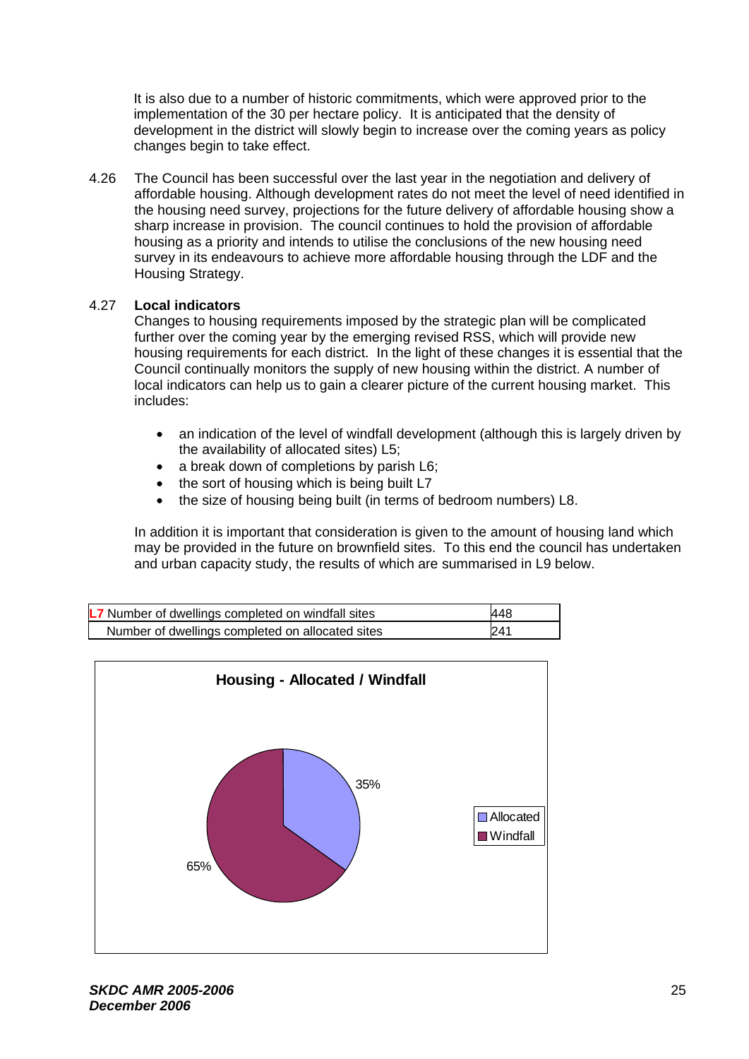It is also due to a number of historic commitments, which were approved prior to the implementation of the 30 per hectare policy. It is anticipated that the density of development in the district will slowly begin to increase over the coming years as policy changes begin to take effect.

4.26 The Council has been successful over the last year in the negotiation and delivery of affordable housing. Although development rates do not meet the level of need identified in the housing need survey, projections for the future delivery of affordable housing show a sharp increase in provision. The council continues to hold the provision of affordable housing as a priority and intends to utilise the conclusions of the new housing need survey in its endeavours to achieve more affordable housing through the LDF and the Housing Strategy.

4.27 **Local indicators**

Changes to housing requirements imposed by the strategic plan will be complicated further over the coming year by the emerging revised RSS, which will provide new housing requirements for each district. In the light of these changes it is essential that the Council continually monitors the supply of new housing within the district. A number of local indicators can help us to gain a clearer picture of the current housing market. This includes:

- an indication of the level of windfall development (although this is largely driven by the availability of allocated sites) L5;
- a break down of completions by parish L6;
- the sort of housing which is being built L7
- the size of housing being built (in terms of bedroom numbers) L8.

In addition it is important that consideration is given to the amount of housing land which may be provided in the future on brownfield sites. To this end the council has undertaken and urban capacity study, the results of which are summarised in L9 below.

| | |
|---|---|
| L7 Number of dwellings completed on windfall sites | 448 |
| Number of dwellings completed on allocated sites | 241 |

**Housing - Allocated / Windfall**

| Category | Share |
|---|---|
| Allocated | 35% |
| Windfall | 65% |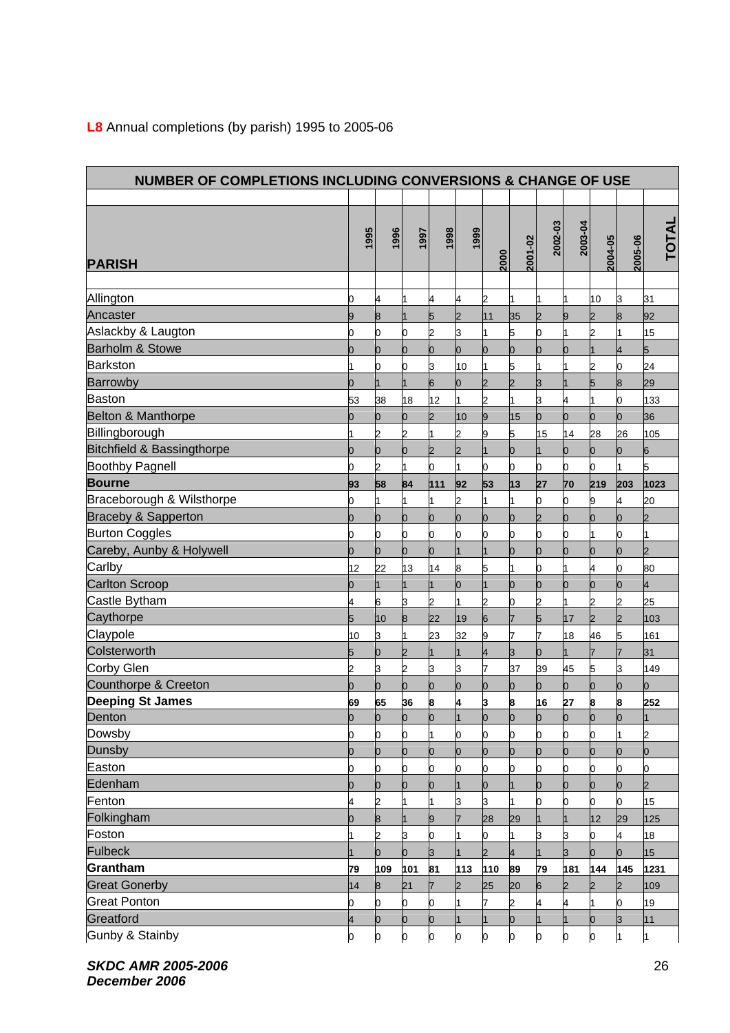**L8** Annual completions (by parish) 1995 to 2005-06

| NUMBER OF COMPLETIONS INCLUDING CONVERSIONS & CHANGE OF USE | | | | | | | | | | | | |
|---|---|---|---|---|---|---|---|---|---|---|---|---|
| **PARISH** | 1995 | 1996 | 1997 | 1998 | 1999 | 2000 | 2001-02 | 2002-03 | 2003-04 | 2004-05 | 2005-06 | **TOTAL** |
| Allington | 0 | 4 | 1 | 4 | 4 | 2 | 1 | 1 | 1 | 10 | 3 | 31 |
| Ancaster | 9 | 8 | 1 | 5 | 2 | 11 | 35 | 2 | 9 | 2 | 8 | 92 |
| Aslackby & Laugton | 0 | 0 | 0 | 2 | 3 | 1 | 5 | 0 | 1 | 2 | 1 | 15 |
| Barholm & Stowe | 0 | 0 | 0 | 0 | 0 | 0 | 0 | 0 | 0 | 1 | 4 | 5 |
| Barkston | 1 | 0 | 0 | 3 | 10 | 1 | 5 | 1 | 1 | 2 | 0 | 24 |
| Barrowby | 0 | 1 | 1 | 6 | 0 | 2 | 2 | 3 | 1 | 5 | 8 | 29 |
| Baston | 53 | 38 | 18 | 12 | 1 | 2 | 1 | 3 | 4 | 1 | 0 | 133 |
| Belton & Manthorpe | 0 | 0 | 0 | 2 | 10 | 9 | 15 | 0 | 0 | 0 | 0 | 36 |
| Billingborough | 1 | 2 | 2 | 1 | 2 | 9 | 5 | 15 | 14 | 28 | 26 | 105 |
| Bitchfield & Bassingthorpe | 0 | 0 | 0 | 2 | 2 | 1 | 0 | 1 | 0 | 0 | 0 | 6 |
| Boothby Pagnell | 0 | 2 | 1 | 0 | 1 | 0 | 0 | 0 | 0 | 0 | 1 | 5 |
| **Bourne** | **93** | **58** | **84** | **111** | **92** | **53** | **13** | **27** | **70** | **219** | **203** | **1023** |
| Braceborough & Wilsthorpe | 0 | 1 | 1 | 1 | 2 | 1 | 1 | 0 | 0 | 9 | 4 | 20 |
| Braceby & Sapperton | 0 | 0 | 0 | 0 | 0 | 0 | 0 | 2 | 0 | 0 | 0 | 2 |
| Burton Coggles | 0 | 0 | 0 | 0 | 0 | 0 | 0 | 0 | 0 | 1 | 0 | 1 |
| Careby, Aunby & Holywell | 0 | 0 | 0 | 0 | 1 | 1 | 0 | 0 | 0 | 0 | 0 | 2 |
| Carlby | 12 | 22 | 13 | 14 | 8 | 5 | 1 | 0 | 1 | 4 | 0 | 80 |
| Carlton Scroop | 0 | 1 | 1 | 1 | 0 | 1 | 0 | 0 | 0 | 0 | 0 | 4 |
| Castle Bytham | 4 | 6 | 3 | 2 | 1 | 2 | 0 | 2 | 1 | 2 | 2 | 25 |
| Caythorpe | 5 | 10 | 8 | 22 | 19 | 6 | 7 | 5 | 17 | 2 | 2 | 103 |
| Claypole | 10 | 3 | 1 | 23 | 32 | 9 | 7 | 7 | 18 | 46 | 5 | 161 |
| Colsterworth | 5 | 0 | 2 | 1 | 1 | 4 | 3 | 0 | 1 | 7 | 7 | 31 |
| Corby Glen | 2 | 3 | 2 | 3 | 3 | 7 | 37 | 39 | 45 | 5 | 3 | 149 |
| Counthorpe & Creeton | 0 | 0 | 0 | 0 | 0 | 0 | 0 | 0 | 0 | 0 | 0 | 0 |
| **Deeping St James** | **69** | **65** | **36** | **8** | **4** | **3** | **8** | **16** | **27** | **8** | **8** | **252** |
| Denton | 0 | 0 | 0 | 0 | 1 | 0 | 0 | 0 | 0 | 0 | 0 | 1 |
| Dowsby | 0 | 0 | 0 | 1 | 0 | 0 | 0 | 0 | 0 | 0 | 1 | 2 |
| Dunsby | 0 | 0 | 0 | 0 | 0 | 0 | 0 | 0 | 0 | 0 | 0 | 0 |
| Easton | 0 | 0 | 0 | 0 | 0 | 0 | 0 | 0 | 0 | 0 | 0 | 0 |
| Edenham | 0 | 0 | 0 | 0 | 1 | 0 | 1 | 0 | 0 | 0 | 0 | 2 |
| Fenton | 4 | 2 | 1 | 1 | 3 | 3 | 1 | 0 | 0 | 0 | 0 | 15 |
| Folkingham | 0 | 8 | 1 | 9 | 7 | 28 | 29 | 1 | 1 | 12 | 29 | 125 |
| Foston | 1 | 2 | 3 | 0 | 1 | 0 | 1 | 3 | 3 | 0 | 4 | 18 |
| Fulbeck | 1 | 0 | 0 | 3 | 1 | 2 | 4 | 1 | 3 | 0 | 0 | 15 |
| **Grantham** | **79** | **109** | **101** | **81** | **113** | **110** | **89** | **79** | **181** | **144** | **145** | **1231** |
| Great Gonerby | 14 | 8 | 21 | 7 | 2 | 25 | 20 | 6 | 2 | 2 | 2 | 109 |
| Great Ponton | 0 | 0 | 0 | 0 | 1 | 7 | 2 | 4 | 4 | 1 | 0 | 19 |
| Greatford | 4 | 0 | 0 | 0 | 1 | 1 | 0 | 1 | 1 | 0 | 3 | 11 |
| Gunby & Stainby | 0 | 0 | 0 | 0 | 0 | 0 | 0 | 0 | 0 | 0 | 1 | 1 |

***SKDC AMR 2005-2006***
***December 2006***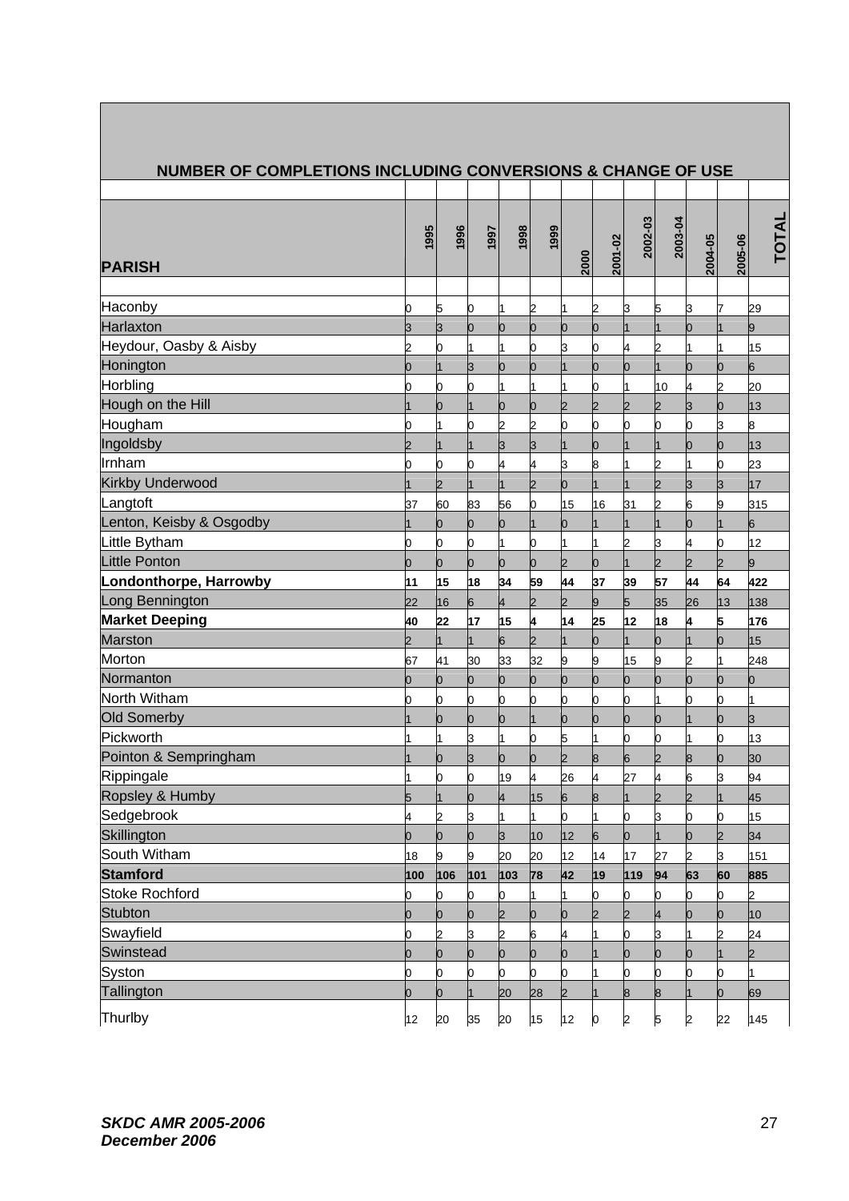| NUMBER OF COMPLETIONS INCLUDING CONVERSIONS & CHANGE OF USE | | | | | | | | | | | | |
|---|---|---|---|---|---|---|---|---|---|---|---|---|
| **PARISH** | 1995 | 1996 | 1997 | 1998 | 1999 | 2000 | 2001-02 | 2002-03 | 2003-04 | 2004-05 | 2005-06 | TOTAL |
| Haconby | 0 | 5 | 0 | 1 | 2 | 1 | 2 | 3 | 5 | 3 | 7 | 29 |
| Harlaxton | 3 | 3 | 0 | 0 | 0 | 0 | 0 | 1 | 1 | 0 | 1 | 9 |
| Heydour, Oasby & Aisby | 2 | 0 | 1 | 1 | 0 | 3 | 0 | 4 | 2 | 1 | 1 | 15 |
| Honington | 0 | 1 | 3 | 0 | 0 | 1 | 0 | 0 | 1 | 0 | 0 | 6 |
| Horbling | 0 | 0 | 0 | 1 | 1 | 1 | 0 | 1 | 10 | 4 | 2 | 20 |
| Hough on the Hill | 1 | 0 | 1 | 0 | 0 | 2 | 2 | 2 | 2 | 3 | 0 | 13 |
| Hougham | 0 | 1 | 0 | 2 | 2 | 0 | 0 | 0 | 0 | 0 | 3 | 8 |
| Ingoldsby | 2 | 1 | 1 | 3 | 3 | 1 | 0 | 1 | 1 | 0 | 0 | 13 |
| Irnham | 0 | 0 | 0 | 4 | 4 | 3 | 8 | 1 | 2 | 1 | 0 | 23 |
| Kirkby Underwood | 1 | 2 | 1 | 1 | 2 | 0 | 1 | 1 | 2 | 3 | 3 | 17 |
| Langtoft | 37 | 60 | 83 | 56 | 0 | 15 | 16 | 31 | 2 | 6 | 9 | 315 |
| Lenton, Keisby & Osgodby | 1 | 0 | 0 | 0 | 1 | 0 | 1 | 1 | 1 | 0 | 1 | 6 |
| Little Bytham | 0 | 0 | 0 | 1 | 0 | 1 | 1 | 2 | 3 | 4 | 0 | 12 |
| Little Ponton | 0 | 0 | 0 | 0 | 0 | 2 | 0 | 1 | 2 | 2 | 2 | 9 |
| **Londonthorpe, Harrowby** | **11** | **15** | **18** | **34** | **59** | **44** | **37** | **39** | **57** | **44** | **64** | **422** |
| Long Bennington | 22 | 16 | 6 | 4 | 2 | 2 | 9 | 5 | 35 | 26 | 13 | 138 |
| **Market Deeping** | **40** | **22** | **17** | **15** | **4** | **14** | **25** | **12** | **18** | **4** | **5** | **176** |
| Marston | 2 | 1 | 1 | 6 | 2 | 1 | 0 | 1 | 0 | 1 | 0 | 15 |
| Morton | 67 | 41 | 30 | 33 | 32 | 9 | 9 | 15 | 9 | 2 | 1 | 248 |
| Normanton | 0 | 0 | 0 | 0 | 0 | 0 | 0 | 0 | 0 | 0 | 0 | 0 |
| North Witham | 0 | 0 | 0 | 0 | 0 | 0 | 0 | 0 | 1 | 0 | 0 | 1 |
| Old Somerby | 1 | 0 | 0 | 0 | 1 | 0 | 0 | 0 | 0 | 1 | 0 | 3 |
| Pickworth | 1 | 1 | 3 | 1 | 0 | 5 | 1 | 0 | 0 | 1 | 0 | 13 |
| Pointon & Sempringham | 1 | 0 | 3 | 0 | 0 | 2 | 8 | 6 | 2 | 8 | 0 | 30 |
| Rippingale | 1 | 0 | 0 | 19 | 4 | 26 | 4 | 27 | 4 | 6 | 3 | 94 |
| Ropsley & Humby | 5 | 1 | 0 | 4 | 15 | 6 | 8 | 1 | 2 | 2 | 1 | 45 |
| Sedgebrook | 4 | 2 | 3 | 1 | 1 | 0 | 1 | 0 | 3 | 0 | 0 | 15 |
| Skillington | 0 | 0 | 0 | 3 | 10 | 12 | 6 | 0 | 1 | 0 | 2 | 34 |
| South Witham | 18 | 9 | 9 | 20 | 20 | 12 | 14 | 17 | 27 | 2 | 3 | 151 |
| **Stamford** | **100** | **106** | **101** | **103** | **78** | **42** | **19** | **119** | **94** | **63** | **60** | **885** |
| Stoke Rochford | 0 | 0 | 0 | 0 | 1 | 1 | 0 | 0 | 0 | 0 | 0 | 2 |
| Stubton | 0 | 0 | 0 | 2 | 0 | 0 | 2 | 2 | 4 | 0 | 0 | 10 |
| Swayfield | 0 | 2 | 3 | 2 | 6 | 4 | 1 | 0 | 3 | 1 | 2 | 24 |
| Swinstead | 0 | 0 | 0 | 0 | 0 | 0 | 1 | 0 | 0 | 0 | 1 | 2 |
| Syston | 0 | 0 | 0 | 0 | 0 | 0 | 1 | 0 | 0 | 0 | 0 | 1 |
| Tallington | 0 | 0 | 1 | 20 | 28 | 2 | 1 | 8 | 8 | 1 | 0 | 69 |
| Thurlby | 12 | 20 | 35 | 20 | 15 | 12 | 0 | 2 | 5 | 2 | 22 | 145 |

***SKDC AMR 2005-2006***
***December 2006***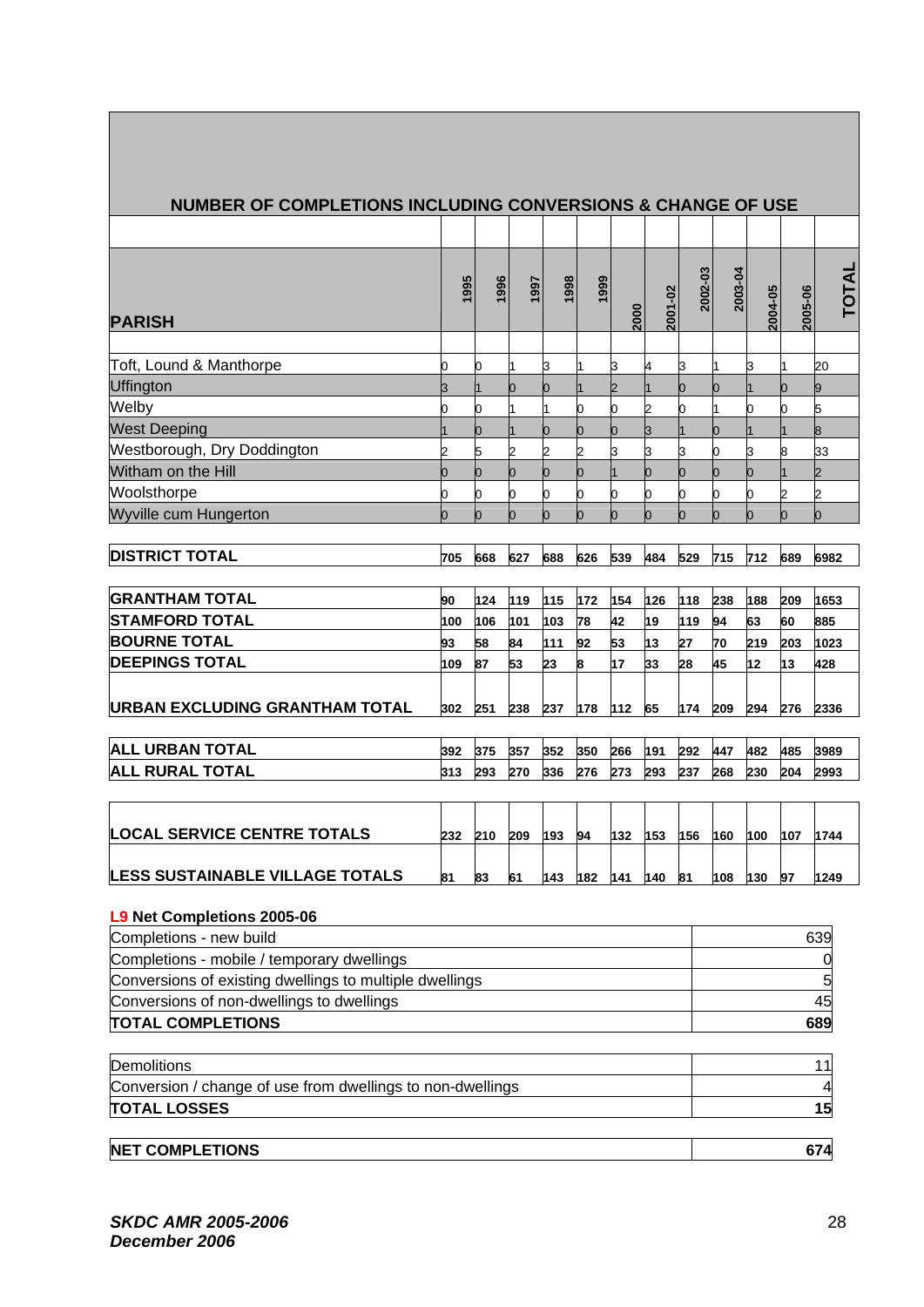## NUMBER OF COMPLETIONS INCLUDING CONVERSIONS & CHANGE OF USE

| PARISH | 1995 | 1996 | 1997 | 1998 | 1999 | 2000 | 2001-02 | 2002-03 | 2003-04 | 2004-05 | 2005-06 | TOTAL |
|---|---|---|---|---|---|---|---|---|---|---|---|---|
| Toft, Lound & Manthorpe | 0 | 0 | 1 | 3 | 1 | 3 | 4 | 3 | 1 | 3 | 1 | 20 |
| Uffington | 3 | 1 | 0 | 0 | 1 | 2 | 1 | 0 | 0 | 1 | 0 | 9 |
| Welby | 0 | 0 | 1 | 1 | 0 | 0 | 2 | 0 | 1 | 0 | 0 | 5 |
| West Deeping | 1 | 0 | 1 | 0 | 0 | 0 | 3 | 1 | 0 | 1 | 1 | 8 |
| Westborough, Dry Doddington | 2 | 5 | 2 | 2 | 2 | 3 | 3 | 3 | 0 | 3 | 8 | 33 |
| Witham on the Hill | 0 | 0 | 0 | 0 | 0 | 1 | 0 | 0 | 0 | 0 | 1 | 2 |
| Woolsthorpe | 0 | 0 | 0 | 0 | 0 | 0 | 0 | 0 | 0 | 0 | 2 | 2 |
| Wyville cum Hungerton | 0 | 0 | 0 | 0 | 0 | 0 | 0 | 0 | 0 | 0 | 0 | 0 |
| **DISTRICT TOTAL** | 705 | 668 | 627 | 688 | 626 | 539 | 484 | 529 | 715 | 712 | 689 | 6982 |
| **GRANTHAM TOTAL** | 90 | 124 | 119 | 115 | 172 | 154 | 126 | 118 | 238 | 188 | 209 | 1653 |
| **STAMFORD TOTAL** | 100 | 106 | 101 | 103 | 78 | 42 | 19 | 119 | 94 | 63 | 60 | 885 |
| **BOURNE TOTAL** | 93 | 58 | 84 | 111 | 92 | 53 | 13 | 27 | 70 | 219 | 203 | 1023 |
| **DEEPINGS TOTAL** | 109 | 87 | 53 | 23 | 8 | 17 | 33 | 28 | 45 | 12 | 13 | 428 |
| **URBAN EXCLUDING GRANTHAM TOTAL** | 302 | 251 | 238 | 237 | 178 | 112 | 65 | 174 | 209 | 294 | 276 | 2336 |
| **ALL URBAN TOTAL** | 392 | 375 | 357 | 352 | 350 | 266 | 191 | 292 | 447 | 482 | 485 | 3989 |
| **ALL RURAL TOTAL** | 313 | 293 | 270 | 336 | 276 | 273 | 293 | 237 | 268 | 230 | 204 | 2993 |
| **LOCAL SERVICE CENTRE TOTALS** | 232 | 210 | 209 | 193 | 94 | 132 | 153 | 156 | 160 | 100 | 107 | 1744 |
| **LESS SUSTAINABLE VILLAGE TOTALS** | 81 | 83 | 61 | 143 | 182 | 141 | 140 | 81 | 108 | 130 | 97 | 1249 |

### L9 Net Completions 2005-06

| | |
|---|---|
| Completions - new build | 639 |
| Completions - mobile / temporary dwellings | 0 |
| Conversions of existing dwellings to multiple dwellings | 5 |
| Conversions of non-dwellings to dwellings | 45 |
| **TOTAL COMPLETIONS** | **689** |
| Demolitions | 11 |
| Conversion / change of use from dwellings to non-dwellings | 4 |
| **TOTAL LOSSES** | **15** |
| **NET COMPLETIONS** | **674** |

***SKDC AMR 2005-2006***
***December 2006***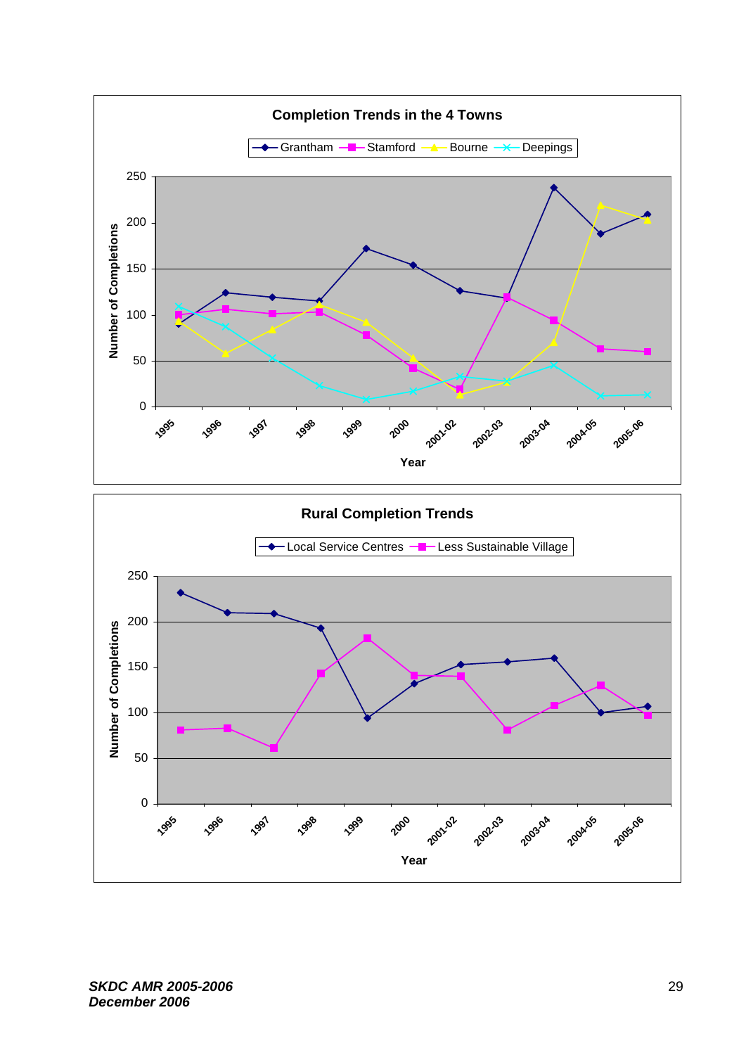**Completion Trends in the 4 Towns**

Grantham, Stamford, Bourne, Deepings

Number of Completions

Year

1995, 1996, 1997, 1998, 1999, 2000, 2001-02, 2002-03, 2003-04, 2004-05, 2005-06

**Rural Completion Trends**

Local Service Centres, Less Sustainable Village

Number of Completions

Year

1995, 1996, 1997, 1998, 1999, 2000, 2001-02, 2002-03, 2003-04, 2004-05, 2005-06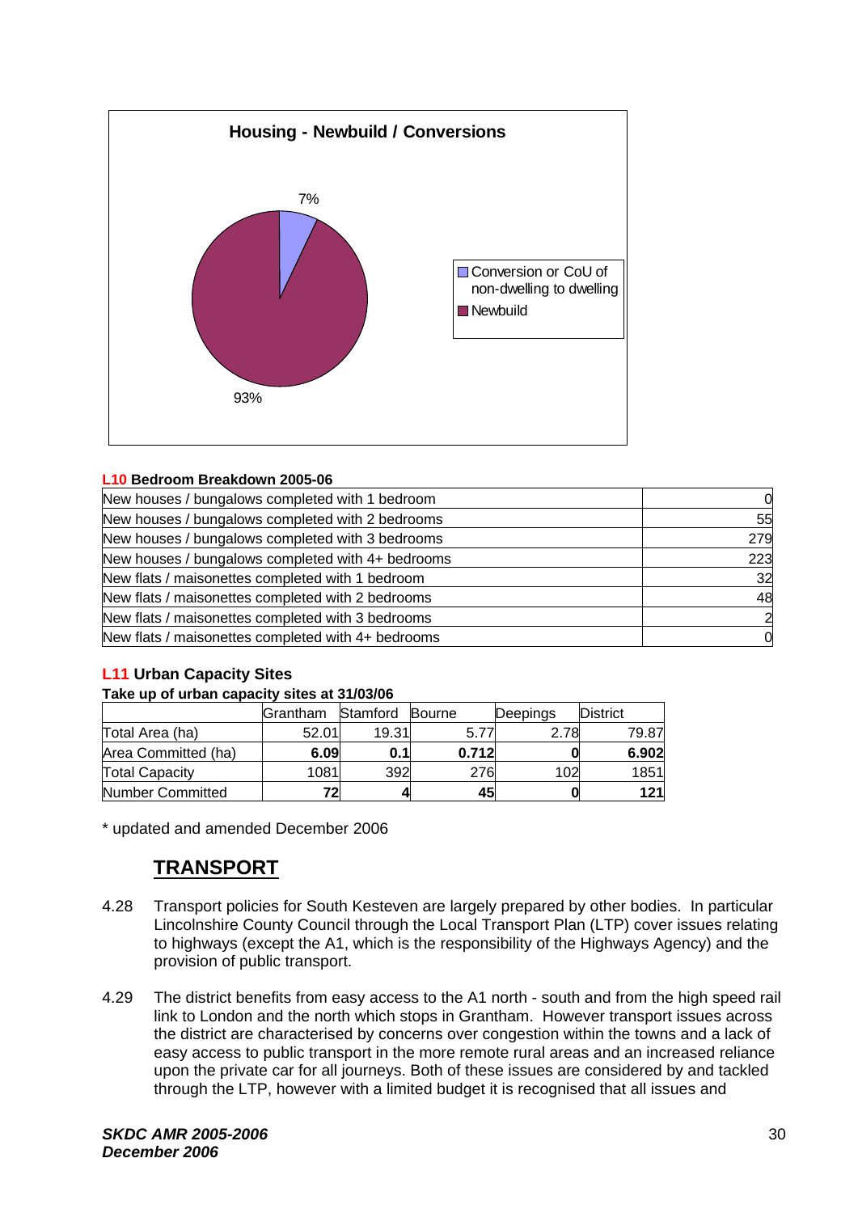**Housing - Newbuild / Conversions**

7%

93%

Conversion or CoU of non-dwelling to dwelling

Newbuild

**L10 Bedroom Breakdown 2005-06**

| | |
|---|---|
| New houses / bungalows completed with 1 bedroom | 0 |
| New houses / bungalows completed with 2 bedrooms | 55 |
| New houses / bungalows completed with 3 bedrooms | 279 |
| New houses / bungalows completed with 4+ bedrooms | 223 |
| New flats / maisonettes completed with 1 bedroom | 32 |
| New flats / maisonettes completed with 2 bedrooms | 48 |
| New flats / maisonettes completed with 3 bedrooms | 2 |
| New flats / maisonettes completed with 4+ bedrooms | 0 |

### L11 Urban Capacity Sites

**Take up of urban capacity sites at 31/03/06**

| | Grantham | Stamford | Bourne | Deepings | District |
|---|---|---|---|---|---|
| Total Area (ha) | 52.01 | 19.31 | 5.77 | 2.78 | 79.87 |
| Area Committed (ha) | **6.09** | **0.1** | **0.712** | **0** | **6.902** |
| Total Capacity | 1081 | 392 | 276 | 102 | 1851 |
| Number Committed | **72** | **4** | **45** | **0** | **121** |

* updated and amended December 2006

## TRANSPORT

4.28 Transport policies for South Kesteven are largely prepared by other bodies. In particular Lincolnshire County Council through the Local Transport Plan (LTP) cover issues relating to highways (except the A1, which is the responsibility of the Highways Agency) and the provision of public transport.

4.29 The district benefits from easy access to the A1 north - south and from the high speed rail link to London and the north which stops in Grantham. However transport issues across the district are characterised by concerns over congestion within the towns and a lack of easy access to public transport in the more remote rural areas and an increased reliance upon the private car for all journeys. Both of these issues are considered by and tackled through the LTP, however with a limited budget it is recognised that all issues and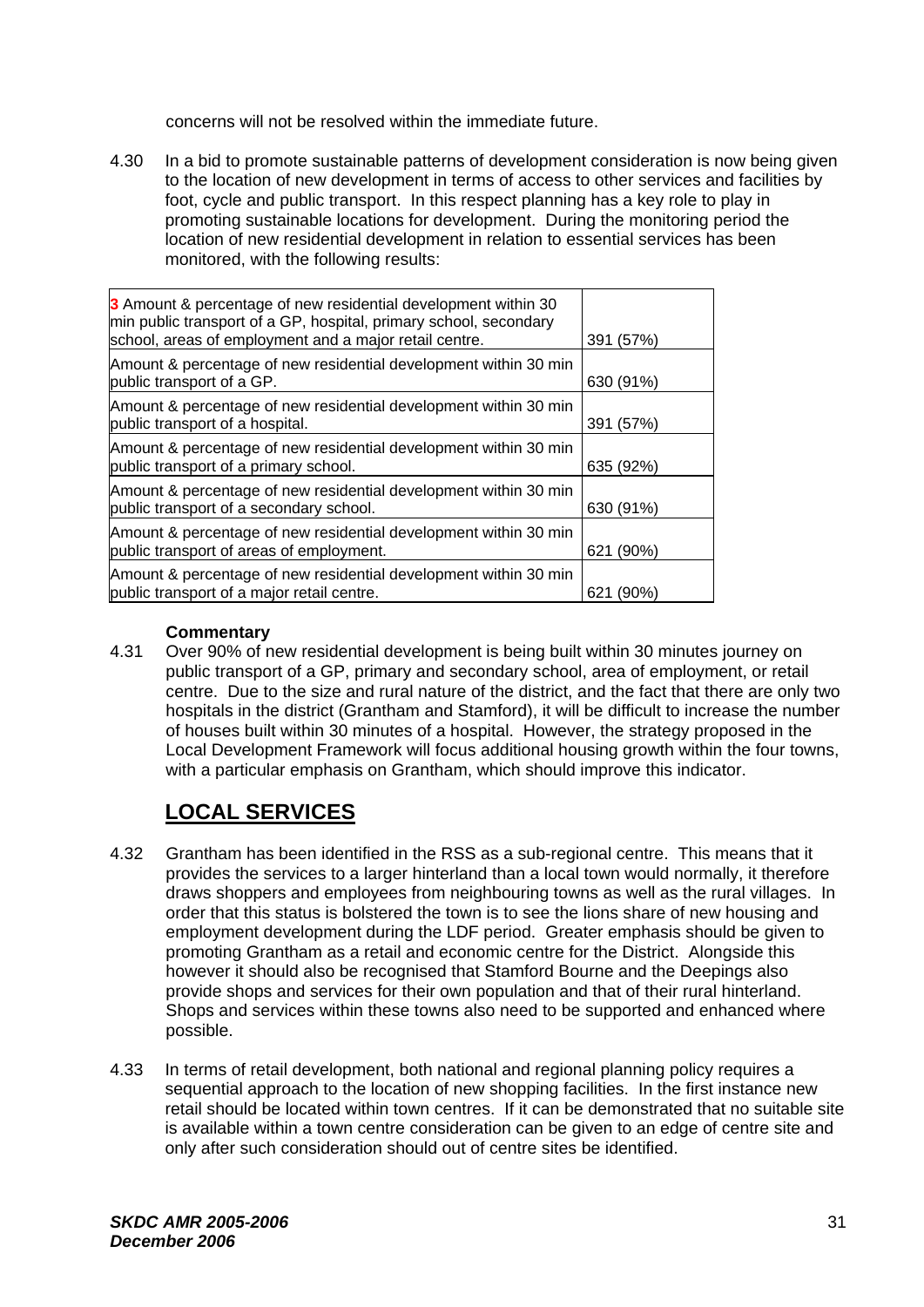concerns will not be resolved within the immediate future.

4.30 In a bid to promote sustainable patterns of development consideration is now being given to the location of new development in terms of access to other services and facilities by foot, cycle and public transport. In this respect planning has a key role to play in promoting sustainable locations for development. During the monitoring period the location of new residential development in relation to essential services has been monitored, with the following results:

| | |
|---|---|
| **3** Amount & percentage of new residential development within 30 min public transport of a GP, hospital, primary school, secondary school, areas of employment and a major retail centre. | 391 (57%) |
| Amount & percentage of new residential development within 30 min public transport of a GP. | 630 (91%) |
| Amount & percentage of new residential development within 30 min public transport of a hospital. | 391 (57%) |
| Amount & percentage of new residential development within 30 min public transport of a primary school. | 635 (92%) |
| Amount & percentage of new residential development within 30 min public transport of a secondary school. | 630 (91%) |
| Amount & percentage of new residential development within 30 min public transport of areas of employment. | 621 (90%) |
| Amount & percentage of new residential development within 30 min public transport of a major retail centre. | 621 (90%) |

**Commentary**

4.31 Over 90% of new residential development is being built within 30 minutes journey on public transport of a GP, primary and secondary school, area of employment, or retail centre. Due to the size and rural nature of the district, and the fact that there are only two hospitals in the district (Grantham and Stamford), it will be difficult to increase the number of houses built within 30 minutes of a hospital. However, the strategy proposed in the Local Development Framework will focus additional housing growth within the four towns, with a particular emphasis on Grantham, which should improve this indicator.

## LOCAL SERVICES

4.32 Grantham has been identified in the RSS as a sub-regional centre. This means that it provides the services to a larger hinterland than a local town would normally, it therefore draws shoppers and employees from neighbouring towns as well as the rural villages. In order that this status is bolstered the town is to see the lions share of new housing and employment development during the LDF period. Greater emphasis should be given to promoting Grantham as a retail and economic centre for the District. Alongside this however it should also be recognised that Stamford Bourne and the Deepings also provide shops and services for their own population and that of their rural hinterland. Shops and services within these towns also need to be supported and enhanced where possible.

4.33 In terms of retail development, both national and regional planning policy requires a sequential approach to the location of new shopping facilities. In the first instance new retail should be located within town centres. If it can be demonstrated that no suitable site is available within a town centre consideration can be given to an edge of centre site and only after such consideration should out of centre sites be identified.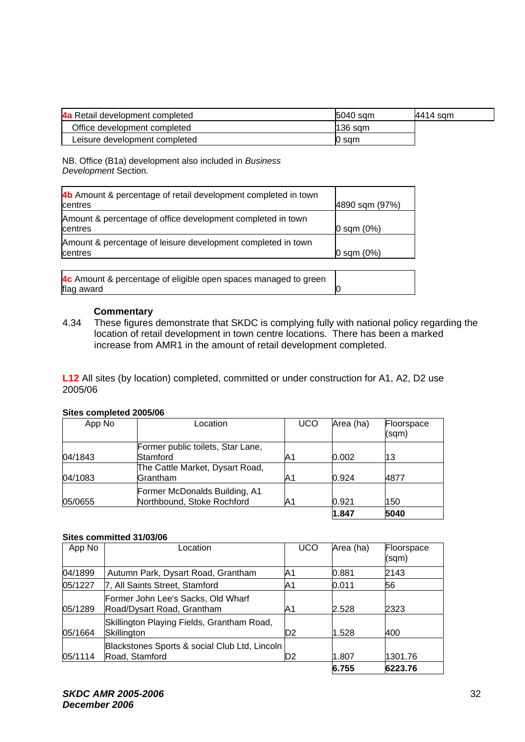| **4a** Retail development completed | 5040 sqm | 4414 sqm |
|---|---|---|
| Office development completed | 136 sqm | |
| Leisure development completed | 0 sqm | |

NB. Office (B1a) development also included in *Business Development* Section.

| **4b** Amount & percentage of retail development completed in town centres | 4890 sqm (97%) |
|---|---|
| Amount & percentage of office development completed in town centres | 0 sqm (0%) |
| Amount & percentage of leisure development completed in town centres | 0 sqm (0%) |

| **4c** Amount & percentage of eligible open spaces managed to green flag award | 0 |
|---|---|

**Commentary**

4.34 These figures demonstrate that SKDC is complying fully with national policy regarding the location of retail development in town centre locations. There has been a marked increase from AMR1 in the amount of retail development completed.

**L12** All sites (by location) completed, committed or under construction for A1, A2, D2 use 2005/06

**Sites completed 2005/06**

| App No | Location | UCO | Area (ha) | Floorspace (sqm) |
|---|---|---|---|---|
| 04/1843 | Former public toilets, Star Lane, Stamford | A1 | 0.002 | 13 |
| 04/1083 | The Cattle Market, Dysart Road, Grantham | A1 | 0.924 | 4877 |
| 05/0655 | Former McDonalds Building, A1 Northbound, Stoke Rochford | A1 | 0.921 | 150 |
| | | | **1.847** | **5040** |

**Sites committed 31/03/06**

| App No | Location | UCO | Area (ha) | Floorspace (sqm) |
|---|---|---|---|---|
| 04/1899 | Autumn Park, Dysart Road, Grantham | A1 | 0.881 | 2143 |
| 05/1227 | 7, All Saints Street, Stamford | A1 | 0.011 | 56 |
| 05/1289 | Former John Lee's Sacks, Old Wharf Road/Dysart Road, Grantham | A1 | 2.528 | 2323 |
| 05/1664 | Skillington Playing Fields, Grantham Road, Skillington | D2 | 1.528 | 400 |
| 05/1114 | Blackstones Sports & social Club Ltd, Lincoln Road, Stamford | D2 | 1.807 | 1301.76 |
| | | | **6.755** | **6223.76** |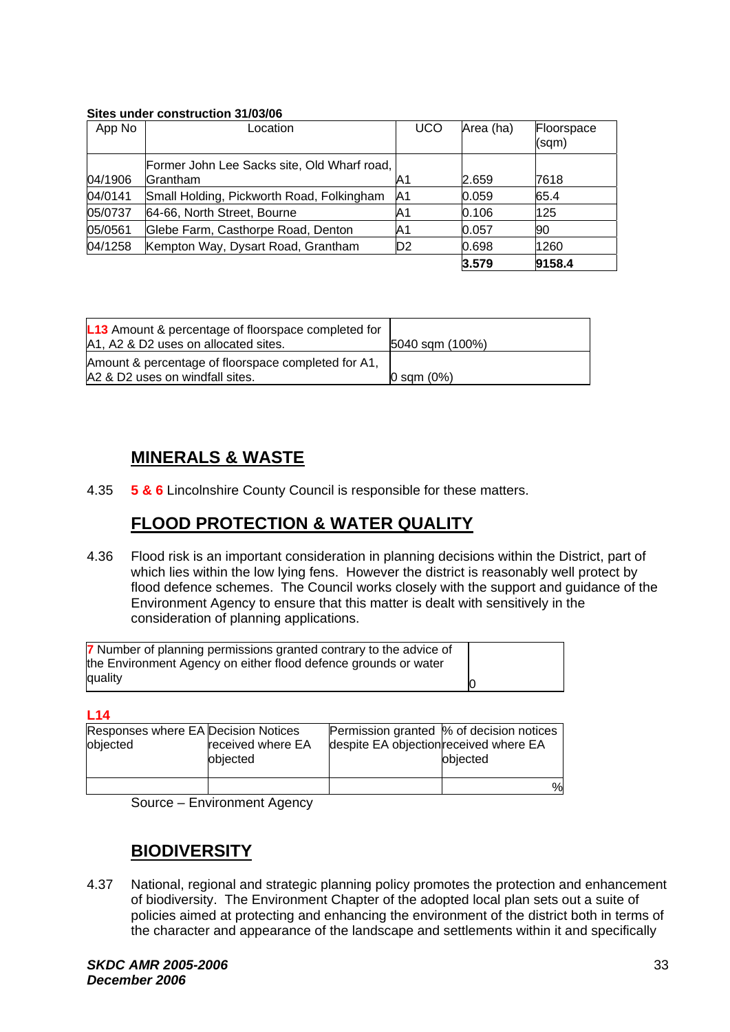**Sites under construction 31/03/06**

| App No | Location | UCO | Area (ha) | Floorspace (sqm) |
|---|---|---|---|---|
| 04/1906 | Former John Lee Sacks site, Old Wharf road, Grantham | A1 | 2.659 | 7618 |
| 04/0141 | Small Holding, Pickworth Road, Folkingham | A1 | 0.059 | 65.4 |
| 05/0737 | 64-66, North Street, Bourne | A1 | 0.106 | 125 |
| 05/0561 | Glebe Farm, Casthorpe Road, Denton | A1 | 0.057 | 90 |
| 04/1258 | Kempton Way, Dysart Road, Grantham | D2 | 0.698 | 1260 |
| | | | **3.579** | **9158.4** |

| | |
|---|---|
| **L13** Amount & percentage of floorspace completed for A1, A2 & D2 uses on allocated sites. | 5040 sqm (100%) |
| Amount & percentage of floorspace completed for A1, A2 & D2 uses on windfall sites. | 0 sqm (0%) |

## MINERALS & WASTE

4.35 **5 & 6** Lincolnshire County Council is responsible for these matters.

## FLOOD PROTECTION & WATER QUALITY

4.36 Flood risk is an important consideration in planning decisions within the District, part of which lies within the low lying fens. However the district is reasonably well protect by flood defence schemes. The Council works closely with the support and guidance of the Environment Agency to ensure that this matter is dealt with sensitively in the consideration of planning applications.

| | |
|---|---|
| **7** Number of planning permissions granted contrary to the advice of the Environment Agency on either flood defence grounds or water quality | 0 |

**L14**

| Responses where EA objected | Decision Notices received where EA objected | Permission granted despite EA objection | % of decision notices received where EA objected |
|---|---|---|---|
| | | | % |

Source – Environment Agency

## BIODIVERSITY

4.37 National, regional and strategic planning policy promotes the protection and enhancement of biodiversity. The Environment Chapter of the adopted local plan sets out a suite of policies aimed at protecting and enhancing the environment of the district both in terms of the character and appearance of the landscape and settlements within it and specifically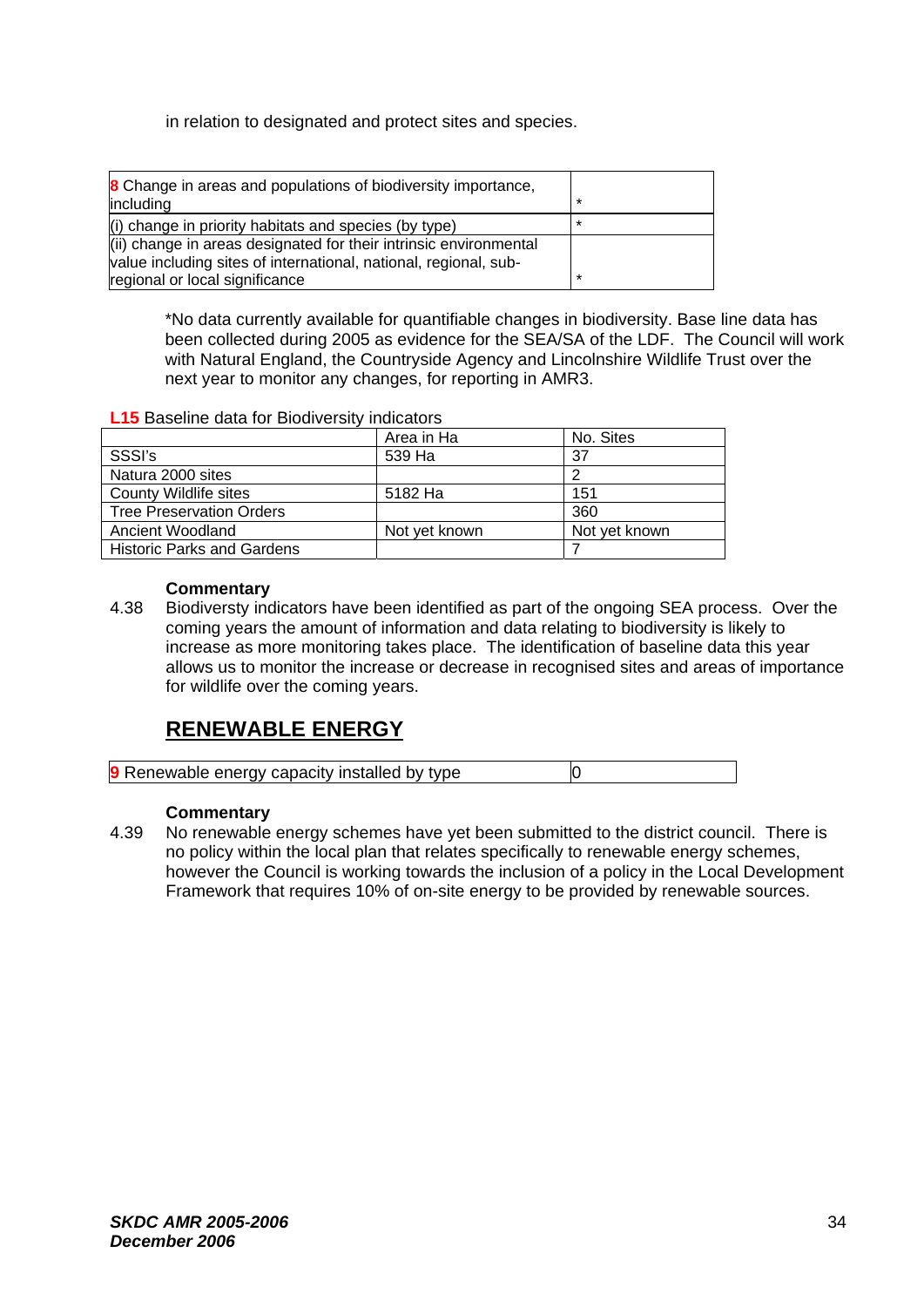in relation to designated and protect sites and species.

| **8** Change in areas and populations of biodiversity importance, including | * |
|---|---|
| (i) change in priority habitats and species (by type) | * |
| (ii) change in areas designated for their intrinsic environmental value including sites of international, national, regional, sub-regional or local significance | * |

*No data currently available for quantifiable changes in biodiversity. Base line data has been collected during 2005 as evidence for the SEA/SA of the LDF. The Council will work with Natural England, the Countryside Agency and Lincolnshire Wildlife Trust over the next year to monitor any changes, for reporting in AMR3.

**L15** Baseline data for Biodiversity indicators

| | Area in Ha | No. Sites |
|---|---|---|
| SSSI's | 539 Ha | 37 |
| Natura 2000 sites | | 2 |
| County Wildlife sites | 5182 Ha | 151 |
| Tree Preservation Orders | | 360 |
| Ancient Woodland | Not yet known | Not yet known |
| Historic Parks and Gardens | | 7 |

**Commentary**

4.38 Biodiversty indicators have been identified as part of the ongoing SEA process. Over the coming years the amount of information and data relating to biodiversity is likely to increase as more monitoring takes place. The identification of baseline data this year allows us to monitor the increase or decrease in recognised sites and areas of importance for wildlife over the coming years.

## RENEWABLE ENERGY

| **9** Renewable energy capacity installed by type | 0 |
|---|---|

**Commentary**

4.39 No renewable energy schemes have yet been submitted to the district council. There is no policy within the local plan that relates specifically to renewable energy schemes, however the Council is working towards the inclusion of a policy in the Local Development Framework that requires 10% of on-site energy to be provided by renewable sources.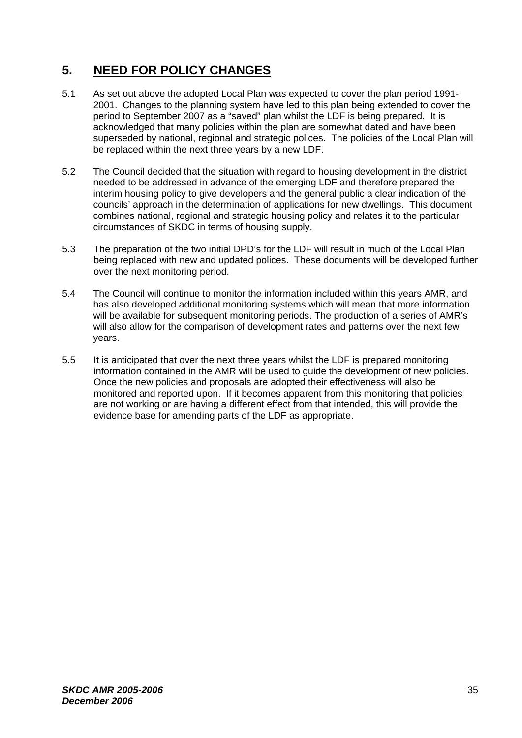## 5. NEED FOR POLICY CHANGES

5.1 As set out above the adopted Local Plan was expected to cover the plan period 1991-2001. Changes to the planning system have led to this plan being extended to cover the period to September 2007 as a "saved" plan whilst the LDF is being prepared. It is acknowledged that many policies within the plan are somewhat dated and have been superseded by national, regional and strategic polices. The policies of the Local Plan will be replaced within the next three years by a new LDF.

5.2 The Council decided that the situation with regard to housing development in the district needed to be addressed in advance of the emerging LDF and therefore prepared the interim housing policy to give developers and the general public a clear indication of the councils' approach in the determination of applications for new dwellings. This document combines national, regional and strategic housing policy and relates it to the particular circumstances of SKDC in terms of housing supply.

5.3 The preparation of the two initial DPD's for the LDF will result in much of the Local Plan being replaced with new and updated polices. These documents will be developed further over the next monitoring period.

5.4 The Council will continue to monitor the information included within this years AMR, and has also developed additional monitoring systems which will mean that more information will be available for subsequent monitoring periods. The production of a series of AMR's will also allow for the comparison of development rates and patterns over the next few years.

5.5 It is anticipated that over the next three years whilst the LDF is prepared monitoring information contained in the AMR will be used to guide the development of new policies. Once the new policies and proposals are adopted their effectiveness will also be monitored and reported upon. If it becomes apparent from this monitoring that policies are not working or are having a different effect from that intended, this will provide the evidence base for amending parts of the LDF as appropriate.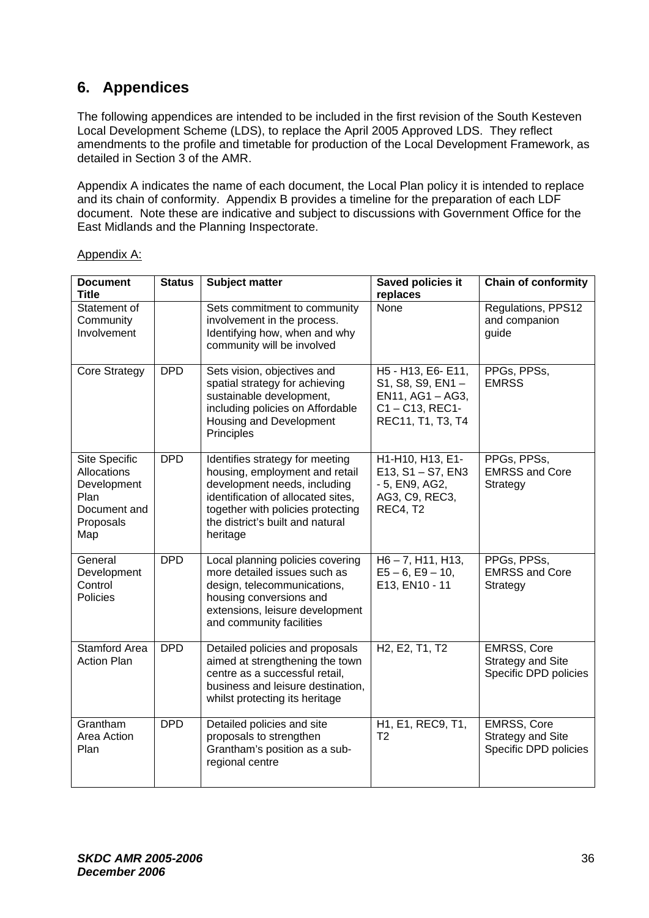## 6. Appendices

The following appendices are intended to be included in the first revision of the South Kesteven Local Development Scheme (LDS), to replace the April 2005 Approved LDS. They reflect amendments to the profile and timetable for production of the Local Development Framework, as detailed in Section 3 of the AMR.

Appendix A indicates the name of each document, the Local Plan policy it is intended to replace and its chain of conformity. Appendix B provides a timeline for the preparation of each LDF document. Note these are indicative and subject to discussions with Government Office for the East Midlands and the Planning Inspectorate.

Appendix A:

| Document Title | Status | Subject matter | Saved policies it replaces | Chain of conformity |
|---|---|---|---|---|
| Statement of Community Involvement | | Sets commitment to community involvement in the process. Identifying how, when and why community will be involved | None | Regulations, PPS12 and companion guide |
| Core Strategy | DPD | Sets vision, objectives and spatial strategy for achieving sustainable development, including policies on Affordable Housing and Development Principles | H5 - H13, E6- E11, S1, S8, S9, EN1 – EN11, AG1 – AG3, C1 – C13, REC1-REC11, T1, T3, T4 | PPGs, PPSs, EMRSS |
| Site Specific Allocations Development Plan Document and Proposals Map | DPD | Identifies strategy for meeting housing, employment and retail development needs, including identification of allocated sites, together with policies protecting the district's built and natural heritage | H1-H10, H13, E1-E13, S1 – S7, EN3 - 5, EN9, AG2, AG3, C9, REC3, REC4, T2 | PPGs, PPSs, EMRSS and Core Strategy |
| General Development Control Policies | DPD | Local planning policies covering more detailed issues such as design, telecommunications, housing conversions and extensions, leisure development and community facilities | H6 – 7, H11, H13, E5 – 6, E9 – 10, E13, EN10 - 11 | PPGs, PPSs, EMRSS and Core Strategy |
| Stamford Area Action Plan | DPD | Detailed policies and proposals aimed at strengthening the town centre as a successful retail, business and leisure destination, whilst protecting its heritage | H2, E2, T1, T2 | EMRSS, Core Strategy and Site Specific DPD policies |
| Grantham Area Action Plan | DPD | Detailed policies and site proposals to strengthen Grantham's position as a sub-regional centre | H1, E1, REC9, T1, T2 | EMRSS, Core Strategy and Site Specific DPD policies |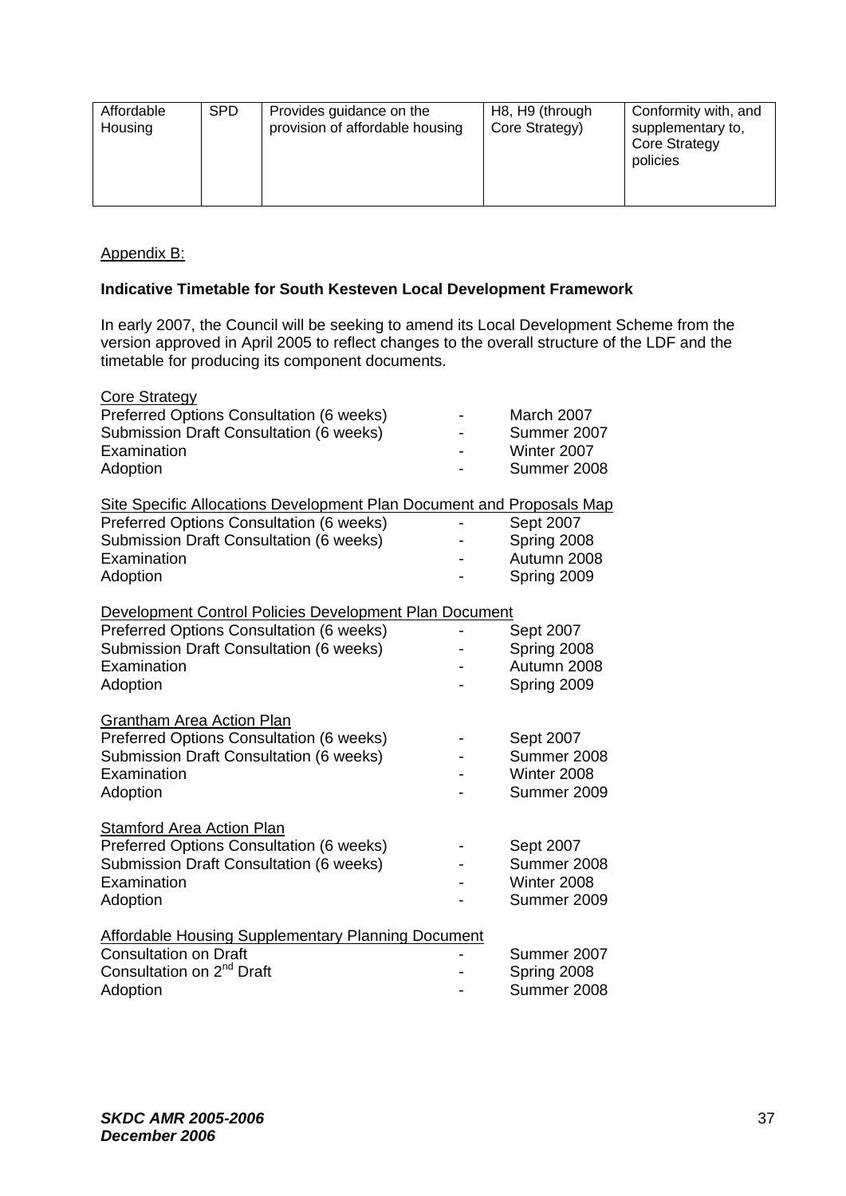| Affordable Housing | SPD | Provides guidance on the provision of affordable housing | H8, H9 (through Core Strategy) | Conformity with, and supplementary to, Core Strategy policies |
|---|---|---|---|---|

Appendix B:

**Indicative Timetable for South Kesteven Local Development Framework**

In early 2007, the Council will be seeking to amend its Local Development Scheme from the version approved in April 2005 to reflect changes to the overall structure of the LDF and the timetable for producing its component documents.

Core Strategy

| | | |
|---|---|---|
| Preferred Options Consultation (6 weeks) | - | March 2007 |
| Submission Draft Consultation (6 weeks) | - | Summer 2007 |
| Examination | - | Winter 2007 |
| Adoption | - | Summer 2008 |

Site Specific Allocations Development Plan Document and Proposals Map

| | | |
|---|---|---|
| Preferred Options Consultation (6 weeks) | - | Sept 2007 |
| Submission Draft Consultation (6 weeks) | - | Spring 2008 |
| Examination | - | Autumn 2008 |
| Adoption | - | Spring 2009 |

Development Control Policies Development Plan Document

| | | |
|---|---|---|
| Preferred Options Consultation (6 weeks) | - | Sept 2007 |
| Submission Draft Consultation (6 weeks) | - | Spring 2008 |
| Examination | - | Autumn 2008 |
| Adoption | - | Spring 2009 |

Grantham Area Action Plan

| | | |
|---|---|---|
| Preferred Options Consultation (6 weeks) | - | Sept 2007 |
| Submission Draft Consultation (6 weeks) | - | Summer 2008 |
| Examination | - | Winter 2008 |
| Adoption | - | Summer 2009 |

Stamford Area Action Plan

| | | |
|---|---|---|
| Preferred Options Consultation (6 weeks) | - | Sept 2007 |
| Submission Draft Consultation (6 weeks) | - | Summer 2008 |
| Examination | - | Winter 2008 |
| Adoption | - | Summer 2009 |

Affordable Housing Supplementary Planning Document

| | | |
|---|---|---|
| Consultation on Draft | - | Summer 2007 |
| Consultation on 2nd Draft | - | Spring 2008 |
| Adoption | - | Summer 2008 |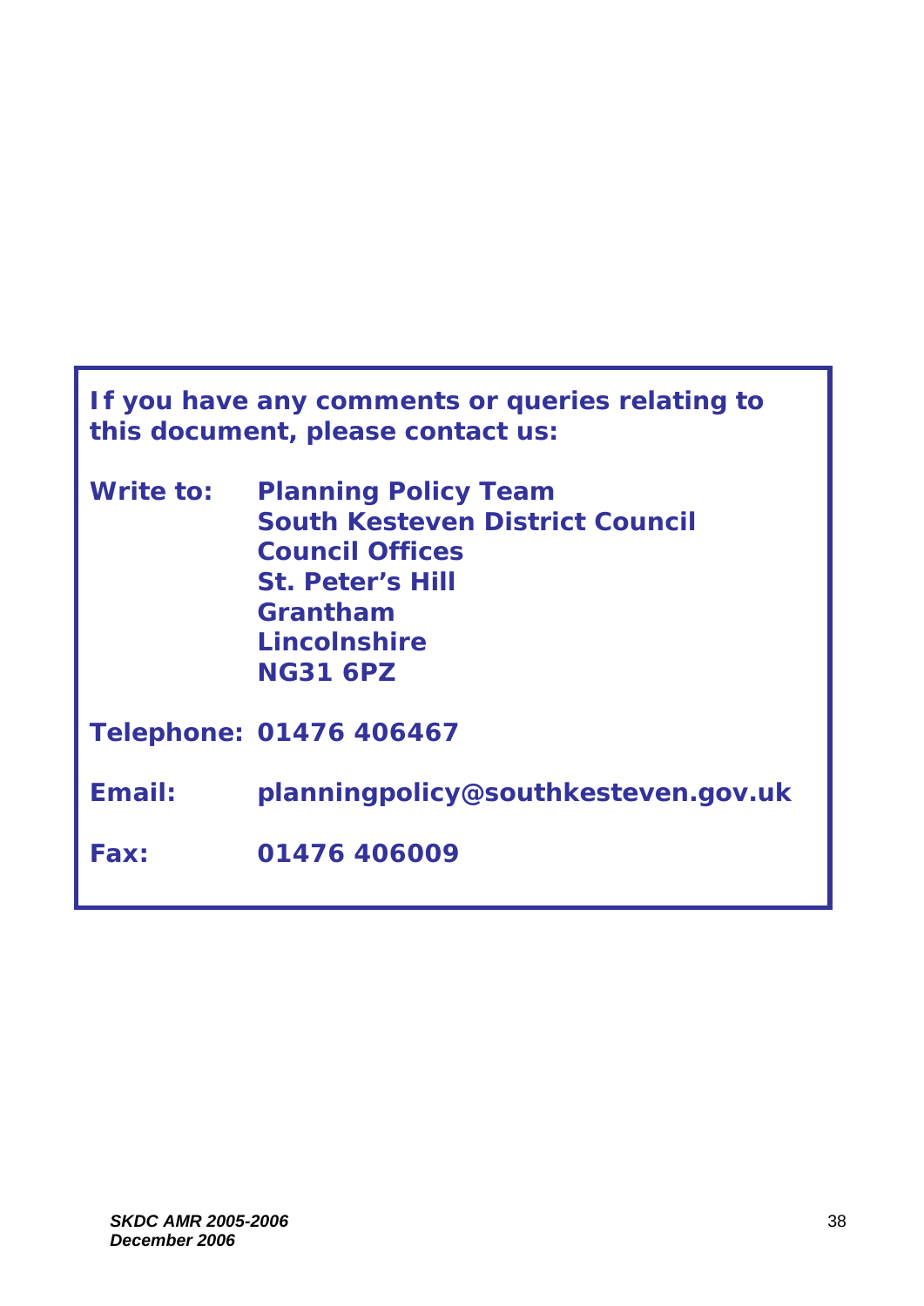**If you have any comments or queries relating to this document, please contact us:**

| | |
|---|---|
| **Write to:** | **Planning Policy Team**<br>**South Kesteven District Council**<br>**Council Offices**<br>**St. Peter's Hill**<br>**Grantham**<br>**Lincolnshire**<br>**NG31 6PZ** |
| **Telephone:** | **01476 406467** |
| **Email:** | **planningpolicy@southkesteven.gov.uk** |
| **Fax:** | **01476 406009** |